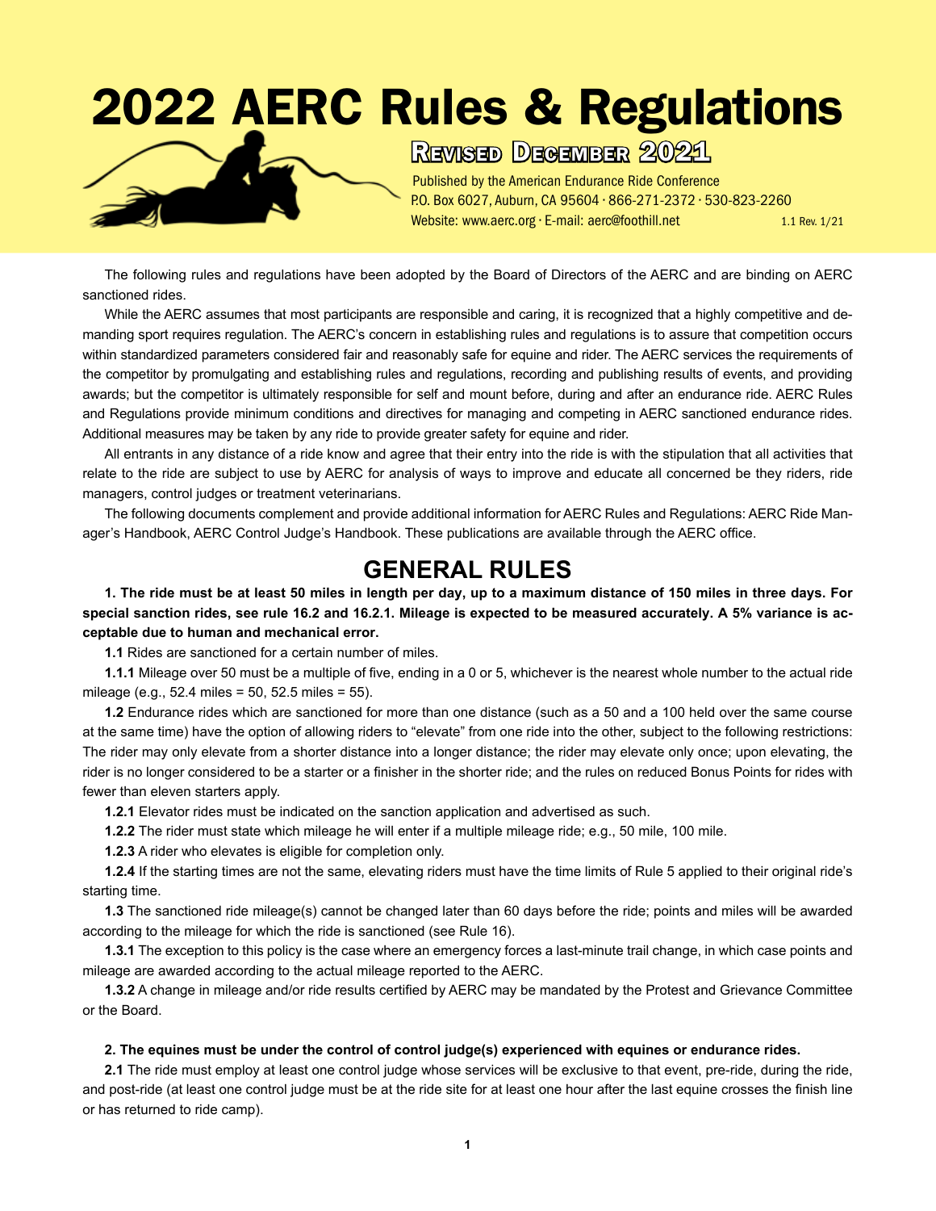# 2022 AERC Rules & Regulations

## Revised December 2021

Published by the American Endurance Ride Conference
P.O. Box 6027, Auburn, CA 95604 · 866-271-2372 · 530-823-2260
Website: www.aerc.org · E-mail: aerc@foothill.net

1.1 Rev. 1/21

The following rules and regulations have been adopted by the Board of Directors of the AERC and are binding on AERC sanctioned rides.

While the AERC assumes that most participants are responsible and caring, it is recognized that a highly competitive and demanding sport requires regulation. The AERC's concern in establishing rules and regulations is to assure that competition occurs within standardized parameters considered fair and reasonably safe for equine and rider. The AERC services the requirements of the competitor by promulgating and establishing rules and regulations, recording and publishing results of events, and providing awards; but the competitor is ultimately responsible for self and mount before, during and after an endurance ride. AERC Rules and Regulations provide minimum conditions and directives for managing and competing in AERC sanctioned endurance rides. Additional measures may be taken by any ride to provide greater safety for equine and rider.

All entrants in any distance of a ride know and agree that their entry into the ride is with the stipulation that all activities that relate to the ride are subject to use by AERC for analysis of ways to improve and educate all concerned be they riders, ride managers, control judges or treatment veterinarians.

The following documents complement and provide additional information for AERC Rules and Regulations: AERC Ride Manager's Handbook, AERC Control Judge's Handbook. These publications are available through the AERC office.

## GENERAL RULES

**1. The ride must be at least 50 miles in length per day, up to a maximum distance of 150 miles in three days. For special sanction rides, see rule 16.2 and 16.2.1. Mileage is expected to be measured accurately. A 5% variance is acceptable due to human and mechanical error.**

**1.1** Rides are sanctioned for a certain number of miles.

**1.1.1** Mileage over 50 must be a multiple of five, ending in a 0 or 5, whichever is the nearest whole number to the actual ride mileage (e.g., 52.4 miles = 50, 52.5 miles = 55).

**1.2** Endurance rides which are sanctioned for more than one distance (such as a 50 and a 100 held over the same course at the same time) have the option of allowing riders to "elevate" from one ride into the other, subject to the following restrictions: The rider may only elevate from a shorter distance into a longer distance; the rider may elevate only once; upon elevating, the rider is no longer considered to be a starter or a finisher in the shorter ride; and the rules on reduced Bonus Points for rides with fewer than eleven starters apply.

**1.2.1** Elevator rides must be indicated on the sanction application and advertised as such.

**1.2.2** The rider must state which mileage he will enter if a multiple mileage ride; e.g., 50 mile, 100 mile.

**1.2.3** A rider who elevates is eligible for completion only.

**1.2.4** If the starting times are not the same, elevating riders must have the time limits of Rule 5 applied to their original ride's starting time.

**1.3** The sanctioned ride mileage(s) cannot be changed later than 60 days before the ride; points and miles will be awarded according to the mileage for which the ride is sanctioned (see Rule 16).

**1.3.1** The exception to this policy is the case where an emergency forces a last-minute trail change, in which case points and mileage are awarded according to the actual mileage reported to the AERC.

**1.3.2** A change in mileage and/or ride results certified by AERC may be mandated by the Protest and Grievance Committee or the Board.

**2. The equines must be under the control of control judge(s) experienced with equines or endurance rides.**

**2.1** The ride must employ at least one control judge whose services will be exclusive to that event, pre-ride, during the ride, and post-ride (at least one control judge must be at the ride site for at least one hour after the last equine crosses the finish line or has returned to ride camp).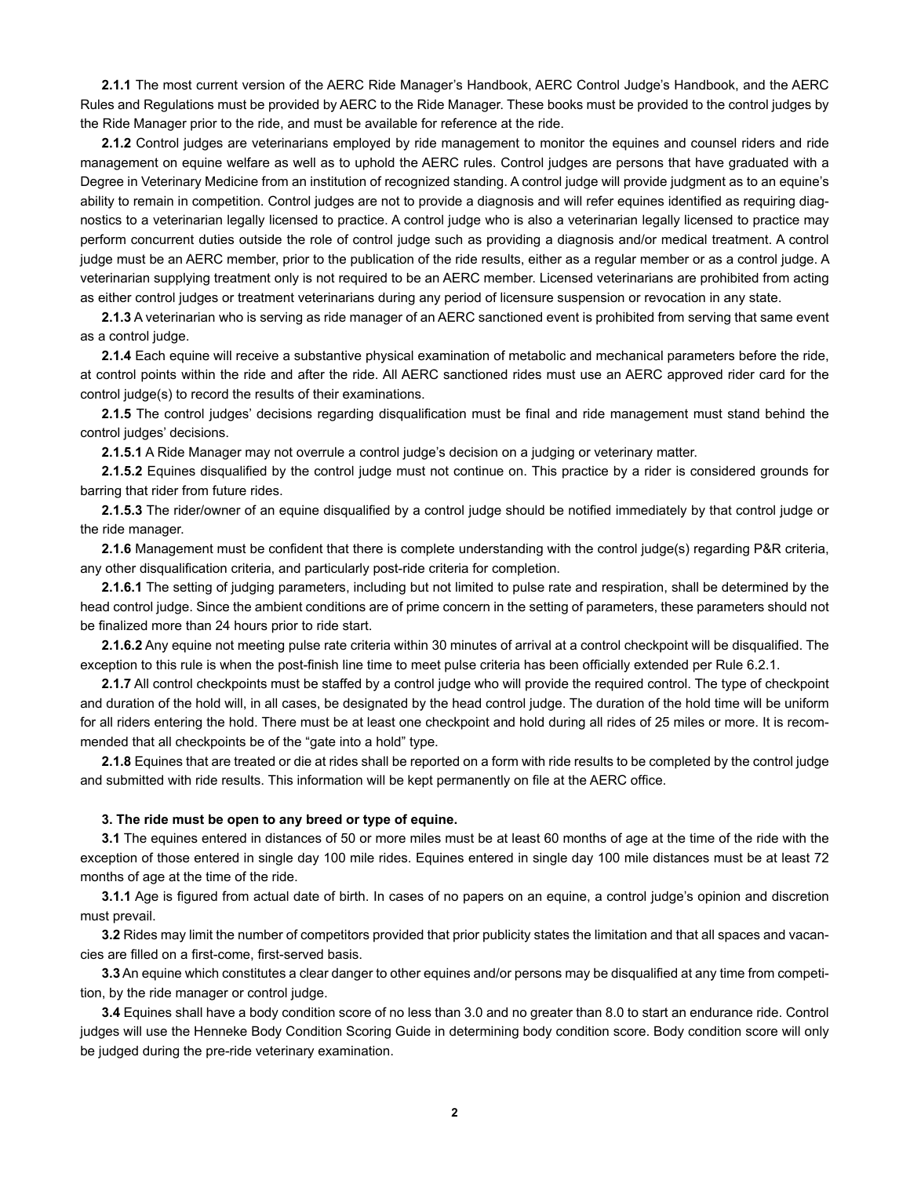**2.1.1** The most current version of the AERC Ride Manager's Handbook, AERC Control Judge's Handbook, and the AERC Rules and Regulations must be provided by AERC to the Ride Manager. These books must be provided to the control judges by the Ride Manager prior to the ride, and must be available for reference at the ride.

**2.1.2** Control judges are veterinarians employed by ride management to monitor the equines and counsel riders and ride management on equine welfare as well as to uphold the AERC rules. Control judges are persons that have graduated with a Degree in Veterinary Medicine from an institution of recognized standing. A control judge will provide judgment as to an equine's ability to remain in competition. Control judges are not to provide a diagnosis and will refer equines identified as requiring diagnostics to a veterinarian legally licensed to practice. A control judge who is also a veterinarian legally licensed to practice may perform concurrent duties outside the role of control judge such as providing a diagnosis and/or medical treatment. A control judge must be an AERC member, prior to the publication of the ride results, either as a regular member or as a control judge. A veterinarian supplying treatment only is not required to be an AERC member. Licensed veterinarians are prohibited from acting as either control judges or treatment veterinarians during any period of licensure suspension or revocation in any state.

**2.1.3** A veterinarian who is serving as ride manager of an AERC sanctioned event is prohibited from serving that same event as a control judge.

**2.1.4** Each equine will receive a substantive physical examination of metabolic and mechanical parameters before the ride, at control points within the ride and after the ride. All AERC sanctioned rides must use an AERC approved rider card for the control judge(s) to record the results of their examinations.

**2.1.5** The control judges' decisions regarding disqualification must be final and ride management must stand behind the control judges' decisions.

**2.1.5.1** A Ride Manager may not overrule a control judge's decision on a judging or veterinary matter.

**2.1.5.2** Equines disqualified by the control judge must not continue on. This practice by a rider is considered grounds for barring that rider from future rides.

**2.1.5.3** The rider/owner of an equine disqualified by a control judge should be notified immediately by that control judge or the ride manager.

**2.1.6** Management must be confident that there is complete understanding with the control judge(s) regarding P&R criteria, any other disqualification criteria, and particularly post-ride criteria for completion.

**2.1.6.1** The setting of judging parameters, including but not limited to pulse rate and respiration, shall be determined by the head control judge. Since the ambient conditions are of prime concern in the setting of parameters, these parameters should not be finalized more than 24 hours prior to ride start.

**2.1.6.2** Any equine not meeting pulse rate criteria within 30 minutes of arrival at a control checkpoint will be disqualified. The exception to this rule is when the post-finish line time to meet pulse criteria has been officially extended per Rule 6.2.1.

**2.1.7** All control checkpoints must be staffed by a control judge who will provide the required control. The type of checkpoint and duration of the hold will, in all cases, be designated by the head control judge. The duration of the hold time will be uniform for all riders entering the hold. There must be at least one checkpoint and hold during all rides of 25 miles or more. It is recommended that all checkpoints be of the "gate into a hold" type.

**2.1.8** Equines that are treated or die at rides shall be reported on a form with ride results to be completed by the control judge and submitted with ride results. This information will be kept permanently on file at the AERC office.

**3. The ride must be open to any breed or type of equine.**

**3.1** The equines entered in distances of 50 or more miles must be at least 60 months of age at the time of the ride with the exception of those entered in single day 100 mile rides. Equines entered in single day 100 mile distances must be at least 72 months of age at the time of the ride.

**3.1.1** Age is figured from actual date of birth. In cases of no papers on an equine, a control judge's opinion and discretion must prevail.

**3.2** Rides may limit the number of competitors provided that prior publicity states the limitation and that all spaces and vacancies are filled on a first-come, first-served basis.

**3.3** An equine which constitutes a clear danger to other equines and/or persons may be disqualified at any time from competition, by the ride manager or control judge.

**3.4** Equines shall have a body condition score of no less than 3.0 and no greater than 8.0 to start an endurance ride. Control judges will use the Henneke Body Condition Scoring Guide in determining body condition score. Body condition score will only be judged during the pre-ride veterinary examination.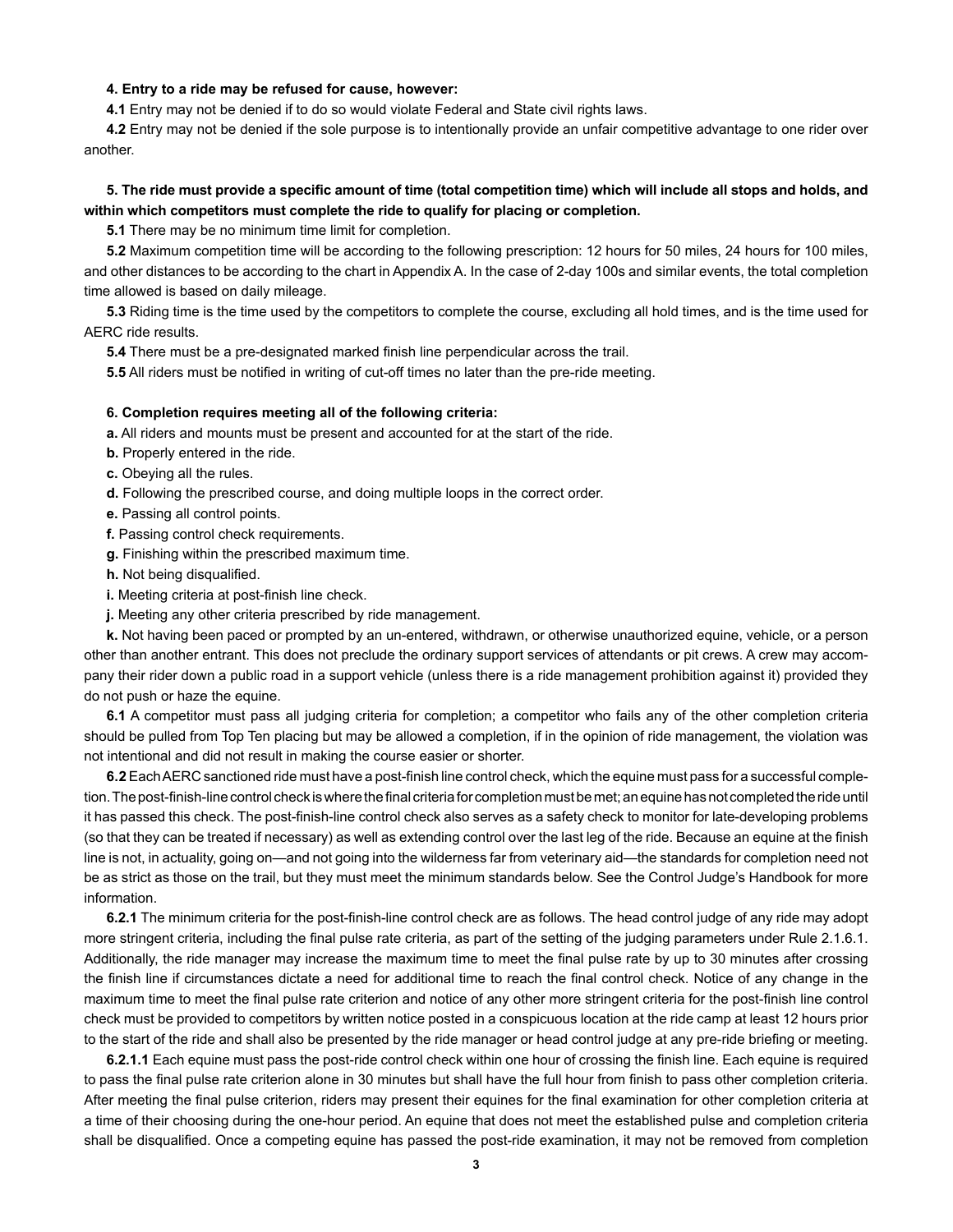**4. Entry to a ride may be refused for cause, however:**

**4.1** Entry may not be denied if to do so would violate Federal and State civil rights laws.

**4.2** Entry may not be denied if the sole purpose is to intentionally provide an unfair competitive advantage to one rider over another.

**5. The ride must provide a specific amount of time (total competition time) which will include all stops and holds, and within which competitors must complete the ride to qualify for placing or completion.**

**5.1** There may be no minimum time limit for completion.

**5.2** Maximum competition time will be according to the following prescription: 12 hours for 50 miles, 24 hours for 100 miles, and other distances to be according to the chart in Appendix A. In the case of 2-day 100s and similar events, the total completion time allowed is based on daily mileage.

**5.3** Riding time is the time used by the competitors to complete the course, excluding all hold times, and is the time used for AERC ride results.

**5.4** There must be a pre-designated marked finish line perpendicular across the trail.

**5.5** All riders must be notified in writing of cut-off times no later than the pre-ride meeting.

**6. Completion requires meeting all of the following criteria:**

**a.** All riders and mounts must be present and accounted for at the start of the ride.

**b.** Properly entered in the ride.

**c.** Obeying all the rules.

**d.** Following the prescribed course, and doing multiple loops in the correct order.

**e.** Passing all control points.

**f.** Passing control check requirements.

**g.** Finishing within the prescribed maximum time.

**h.** Not being disqualified.

**i.** Meeting criteria at post-finish line check.

**j.** Meeting any other criteria prescribed by ride management.

**k.** Not having been paced or prompted by an un-entered, withdrawn, or otherwise unauthorized equine, vehicle, or a person other than another entrant. This does not preclude the ordinary support services of attendants or pit crews. A crew may accompany their rider down a public road in a support vehicle (unless there is a ride management prohibition against it) provided they do not push or haze the equine.

**6.1** A competitor must pass all judging criteria for completion; a competitor who fails any of the other completion criteria should be pulled from Top Ten placing but may be allowed a completion, if in the opinion of ride management, the violation was not intentional and did not result in making the course easier or shorter.

**6.2** Each AERC sanctioned ride must have a post-finish line control check, which the equine must pass for a successful completion. The post-finish-line control check is where the final criteria for completion must be met; an equine has not completed the ride until it has passed this check. The post-finish-line control check also serves as a safety check to monitor for late-developing problems (so that they can be treated if necessary) as well as extending control over the last leg of the ride. Because an equine at the finish line is not, in actuality, going on—and not going into the wilderness far from veterinary aid—the standards for completion need not be as strict as those on the trail, but they must meet the minimum standards below. See the Control Judge's Handbook for more information.

**6.2.1** The minimum criteria for the post-finish-line control check are as follows. The head control judge of any ride may adopt more stringent criteria, including the final pulse rate criteria, as part of the setting of the judging parameters under Rule 2.1.6.1. Additionally, the ride manager may increase the maximum time to meet the final pulse rate by up to 30 minutes after crossing the finish line if circumstances dictate a need for additional time to reach the final control check. Notice of any change in the maximum time to meet the final pulse rate criterion and notice of any other more stringent criteria for the post-finish line control check must be provided to competitors by written notice posted in a conspicuous location at the ride camp at least 12 hours prior to the start of the ride and shall also be presented by the ride manager or head control judge at any pre-ride briefing or meeting.

**6.2.1.1** Each equine must pass the post-ride control check within one hour of crossing the finish line. Each equine is required to pass the final pulse rate criterion alone in 30 minutes but shall have the full hour from finish to pass other completion criteria. After meeting the final pulse criterion, riders may present their equines for the final examination for other completion criteria at a time of their choosing during the one-hour period. An equine that does not meet the established pulse and completion criteria shall be disqualified. Once a competing equine has passed the post-ride examination, it may not be removed from completion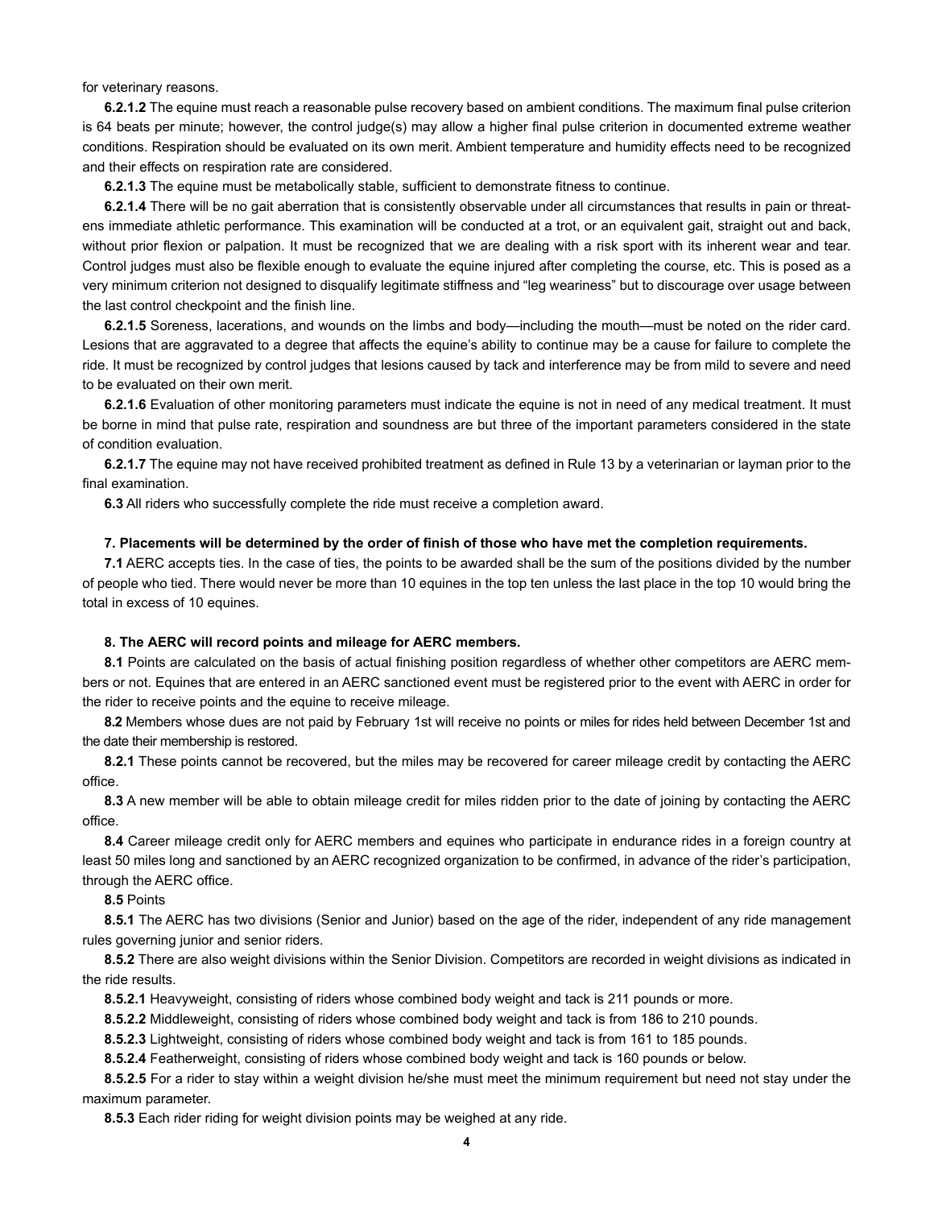for veterinary reasons.

**6.2.1.2** The equine must reach a reasonable pulse recovery based on ambient conditions. The maximum final pulse criterion is 64 beats per minute; however, the control judge(s) may allow a higher final pulse criterion in documented extreme weather conditions. Respiration should be evaluated on its own merit. Ambient temperature and humidity effects need to be recognized and their effects on respiration rate are considered.

**6.2.1.3** The equine must be metabolically stable, sufficient to demonstrate fitness to continue.

**6.2.1.4** There will be no gait aberration that is consistently observable under all circumstances that results in pain or threatens immediate athletic performance. This examination will be conducted at a trot, or an equivalent gait, straight out and back, without prior flexion or palpation. It must be recognized that we are dealing with a risk sport with its inherent wear and tear. Control judges must also be flexible enough to evaluate the equine injured after completing the course, etc. This is posed as a very minimum criterion not designed to disqualify legitimate stiffness and "leg weariness" but to discourage over usage between the last control checkpoint and the finish line.

**6.2.1.5** Soreness, lacerations, and wounds on the limbs and body—including the mouth—must be noted on the rider card. Lesions that are aggravated to a degree that affects the equine's ability to continue may be a cause for failure to complete the ride. It must be recognized by control judges that lesions caused by tack and interference may be from mild to severe and need to be evaluated on their own merit.

**6.2.1.6** Evaluation of other monitoring parameters must indicate the equine is not in need of any medical treatment. It must be borne in mind that pulse rate, respiration and soundness are but three of the important parameters considered in the state of condition evaluation.

**6.2.1.7** The equine may not have received prohibited treatment as defined in Rule 13 by a veterinarian or layman prior to the final examination.

**6.3** All riders who successfully complete the ride must receive a completion award.

**7. Placements will be determined by the order of finish of those who have met the completion requirements.**

**7.1** AERC accepts ties. In the case of ties, the points to be awarded shall be the sum of the positions divided by the number of people who tied. There would never be more than 10 equines in the top ten unless the last place in the top 10 would bring the total in excess of 10 equines.

**8. The AERC will record points and mileage for AERC members.**

**8.1** Points are calculated on the basis of actual finishing position regardless of whether other competitors are AERC members or not. Equines that are entered in an AERC sanctioned event must be registered prior to the event with AERC in order for the rider to receive points and the equine to receive mileage.

**8.2** Members whose dues are not paid by February 1st will receive no points or miles for rides held between December 1st and the date their membership is restored.

**8.2.1** These points cannot be recovered, but the miles may be recovered for career mileage credit by contacting the AERC office.

**8.3** A new member will be able to obtain mileage credit for miles ridden prior to the date of joining by contacting the AERC office.

**8.4** Career mileage credit only for AERC members and equines who participate in endurance rides in a foreign country at least 50 miles long and sanctioned by an AERC recognized organization to be confirmed, in advance of the rider's participation, through the AERC office.

**8.5** Points

**8.5.1** The AERC has two divisions (Senior and Junior) based on the age of the rider, independent of any ride management rules governing junior and senior riders.

**8.5.2** There are also weight divisions within the Senior Division. Competitors are recorded in weight divisions as indicated in the ride results.

**8.5.2.1** Heavyweight, consisting of riders whose combined body weight and tack is 211 pounds or more.

**8.5.2.2** Middleweight, consisting of riders whose combined body weight and tack is from 186 to 210 pounds.

**8.5.2.3** Lightweight, consisting of riders whose combined body weight and tack is from 161 to 185 pounds.

**8.5.2.4** Featherweight, consisting of riders whose combined body weight and tack is 160 pounds or below.

**8.5.2.5** For a rider to stay within a weight division he/she must meet the minimum requirement but need not stay under the maximum parameter.

**8.5.3** Each rider riding for weight division points may be weighed at any ride.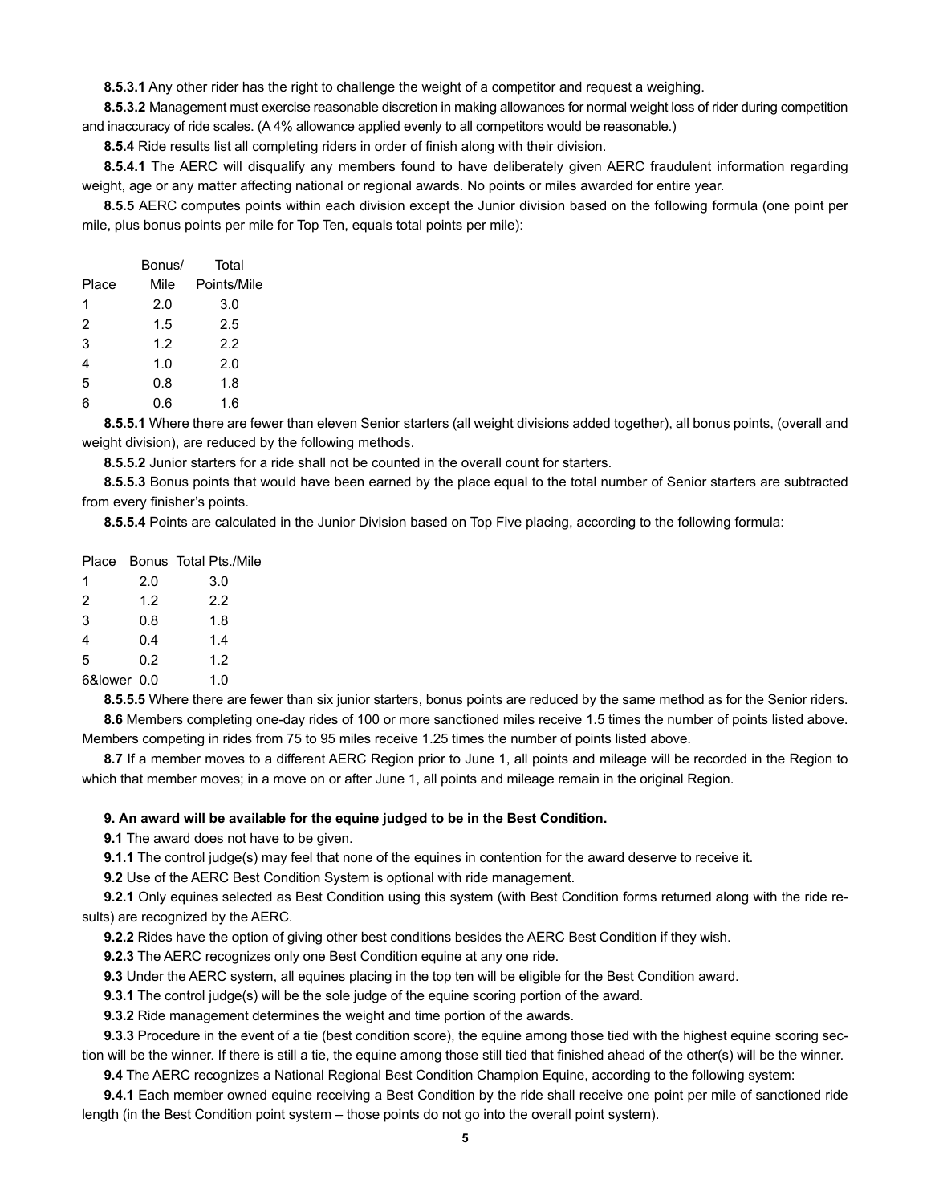**8.5.3.1** Any other rider has the right to challenge the weight of a competitor and request a weighing.

**8.5.3.2** Management must exercise reasonable discretion in making allowances for normal weight loss of rider during competition and inaccuracy of ride scales. (A 4% allowance applied evenly to all competitors would be reasonable.)

**8.5.4** Ride results list all completing riders in order of finish along with their division.

**8.5.4.1** The AERC will disqualify any members found to have deliberately given AERC fraudulent information regarding weight, age or any matter affecting national or regional awards. No points or miles awarded for entire year.

**8.5.5** AERC computes points within each division except the Junior division based on the following formula (one point per mile, plus bonus points per mile for Top Ten, equals total points per mile):

| Place | Bonus/ Mile | Total Points/Mile |
|---|---|---|
| 1 | 2.0 | 3.0 |
| 2 | 1.5 | 2.5 |
| 3 | 1.2 | 2.2 |
| 4 | 1.0 | 2.0 |
| 5 | 0.8 | 1.8 |
| 6 | 0.6 | 1.6 |

**8.5.5.1** Where there are fewer than eleven Senior starters (all weight divisions added together), all bonus points, (overall and weight division), are reduced by the following methods.

**8.5.5.2** Junior starters for a ride shall not be counted in the overall count for starters.

**8.5.5.3** Bonus points that would have been earned by the place equal to the total number of Senior starters are subtracted from every finisher's points.

**8.5.5.4** Points are calculated in the Junior Division based on Top Five placing, according to the following formula:

| Place | Bonus | Total Pts./Mile |
|---|---|---|
| 1 | 2.0 | 3.0 |
| 2 | 1.2 | 2.2 |
| 3 | 0.8 | 1.8 |
| 4 | 0.4 | 1.4 |
| 5 | 0.2 | 1.2 |
| 6&lower | 0.0 | 1.0 |

**8.5.5.5** Where there are fewer than six junior starters, bonus points are reduced by the same method as for the Senior riders.

**8.6** Members completing one-day rides of 100 or more sanctioned miles receive 1.5 times the number of points listed above. Members competing in rides from 75 to 95 miles receive 1.25 times the number of points listed above.

**8.7** If a member moves to a different AERC Region prior to June 1, all points and mileage will be recorded in the Region to which that member moves; in a move on or after June 1, all points and mileage remain in the original Region.

**9. An award will be available for the equine judged to be in the Best Condition.**

**9.1** The award does not have to be given.

**9.1.1** The control judge(s) may feel that none of the equines in contention for the award deserve to receive it.

**9.2** Use of the AERC Best Condition System is optional with ride management.

**9.2.1** Only equines selected as Best Condition using this system (with Best Condition forms returned along with the ride results) are recognized by the AERC.

**9.2.2** Rides have the option of giving other best conditions besides the AERC Best Condition if they wish.

**9.2.3** The AERC recognizes only one Best Condition equine at any one ride.

**9.3** Under the AERC system, all equines placing in the top ten will be eligible for the Best Condition award.

**9.3.1** The control judge(s) will be the sole judge of the equine scoring portion of the award.

**9.3.2** Ride management determines the weight and time portion of the awards.

**9.3.3** Procedure in the event of a tie (best condition score), the equine among those tied with the highest equine scoring section will be the winner. If there is still a tie, the equine among those still tied that finished ahead of the other(s) will be the winner.

**9.4** The AERC recognizes a National Regional Best Condition Champion Equine, according to the following system:

**9.4.1** Each member owned equine receiving a Best Condition by the ride shall receive one point per mile of sanctioned ride length (in the Best Condition point system – those points do not go into the overall point system).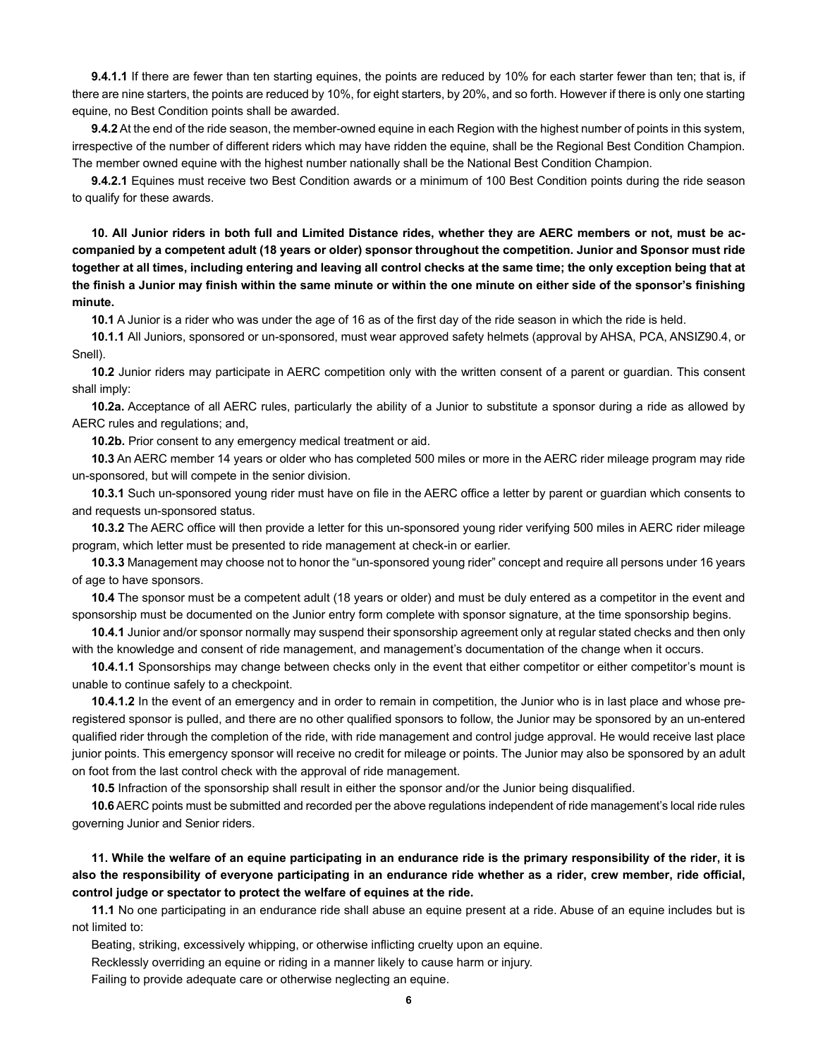**9.4.1.1** If there are fewer than ten starting equines, the points are reduced by 10% for each starter fewer than ten; that is, if there are nine starters, the points are reduced by 10%, for eight starters, by 20%, and so forth. However if there is only one starting equine, no Best Condition points shall be awarded.

**9.4.2** At the end of the ride season, the member-owned equine in each Region with the highest number of points in this system, irrespective of the number of different riders which may have ridden the equine, shall be the Regional Best Condition Champion. The member owned equine with the highest number nationally shall be the National Best Condition Champion.

**9.4.2.1** Equines must receive two Best Condition awards or a minimum of 100 Best Condition points during the ride season to qualify for these awards.

**10. All Junior riders in both full and Limited Distance rides, whether they are AERC members or not, must be accompanied by a competent adult (18 years or older) sponsor throughout the competition. Junior and Sponsor must ride together at all times, including entering and leaving all control checks at the same time; the only exception being that at the finish a Junior may finish within the same minute or within the one minute on either side of the sponsor's finishing minute.**

**10.1** A Junior is a rider who was under the age of 16 as of the first day of the ride season in which the ride is held.

**10.1.1** All Juniors, sponsored or un-sponsored, must wear approved safety helmets (approval by AHSA, PCA, ANSIZ90.4, or Snell).

**10.2** Junior riders may participate in AERC competition only with the written consent of a parent or guardian. This consent shall imply:

**10.2a.** Acceptance of all AERC rules, particularly the ability of a Junior to substitute a sponsor during a ride as allowed by AERC rules and regulations; and,

**10.2b.** Prior consent to any emergency medical treatment or aid.

**10.3** An AERC member 14 years or older who has completed 500 miles or more in the AERC rider mileage program may ride un-sponsored, but will compete in the senior division.

**10.3.1** Such un-sponsored young rider must have on file in the AERC office a letter by parent or guardian which consents to and requests un-sponsored status.

**10.3.2** The AERC office will then provide a letter for this un-sponsored young rider verifying 500 miles in AERC rider mileage program, which letter must be presented to ride management at check-in or earlier.

**10.3.3** Management may choose not to honor the "un-sponsored young rider" concept and require all persons under 16 years of age to have sponsors.

**10.4** The sponsor must be a competent adult (18 years or older) and must be duly entered as a competitor in the event and sponsorship must be documented on the Junior entry form complete with sponsor signature, at the time sponsorship begins.

**10.4.1** Junior and/or sponsor normally may suspend their sponsorship agreement only at regular stated checks and then only with the knowledge and consent of ride management, and management's documentation of the change when it occurs.

**10.4.1.1** Sponsorships may change between checks only in the event that either competitor or either competitor's mount is unable to continue safely to a checkpoint.

**10.4.1.2** In the event of an emergency and in order to remain in competition, the Junior who is in last place and whose pre-registered sponsor is pulled, and there are no other qualified sponsors to follow, the Junior may be sponsored by an un-entered qualified rider through the completion of the ride, with ride management and control judge approval. He would receive last place junior points. This emergency sponsor will receive no credit for mileage or points. The Junior may also be sponsored by an adult on foot from the last control check with the approval of ride management.

**10.5** Infraction of the sponsorship shall result in either the sponsor and/or the Junior being disqualified.

**10.6** AERC points must be submitted and recorded per the above regulations independent of ride management's local ride rules governing Junior and Senior riders.

**11. While the welfare of an equine participating in an endurance ride is the primary responsibility of the rider, it is also the responsibility of everyone participating in an endurance ride whether as a rider, crew member, ride official, control judge or spectator to protect the welfare of equines at the ride.**

**11.1** No one participating in an endurance ride shall abuse an equine present at a ride. Abuse of an equine includes but is not limited to:

Beating, striking, excessively whipping, or otherwise inflicting cruelty upon an equine.

Recklessly overriding an equine or riding in a manner likely to cause harm or injury.

Failing to provide adequate care or otherwise neglecting an equine.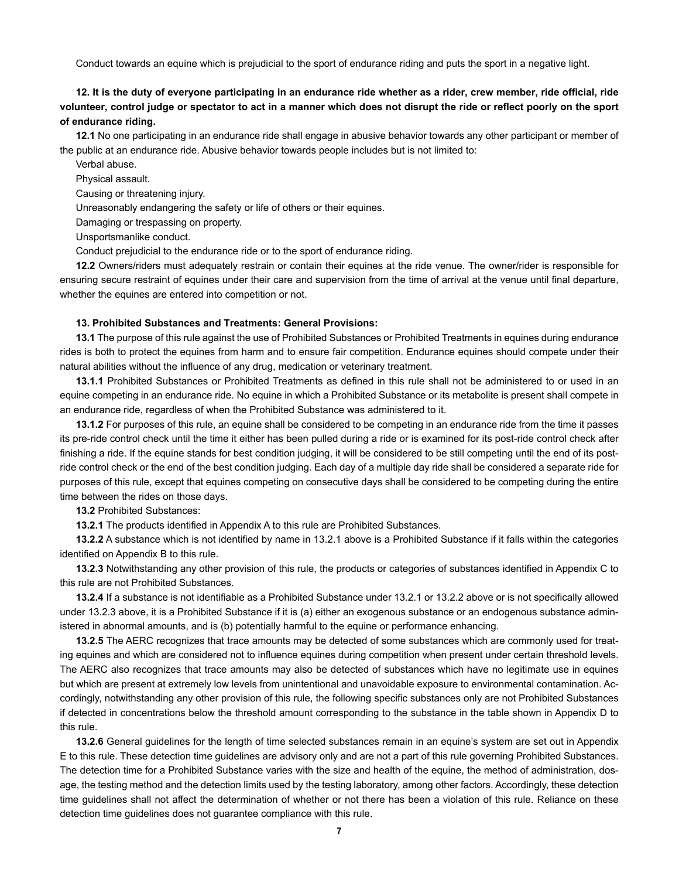Conduct towards an equine which is prejudicial to the sport of endurance riding and puts the sport in a negative light.

**12. It is the duty of everyone participating in an endurance ride whether as a rider, crew member, ride official, ride volunteer, control judge or spectator to act in a manner which does not disrupt the ride or reflect poorly on the sport of endurance riding.**

**12.1** No one participating in an endurance ride shall engage in abusive behavior towards any other participant or member of the public at an endurance ride. Abusive behavior towards people includes but is not limited to:

Verbal abuse.

Physical assault.

Causing or threatening injury.

Unreasonably endangering the safety or life of others or their equines.

Damaging or trespassing on property.

Unsportsmanlike conduct.

Conduct prejudicial to the endurance ride or to the sport of endurance riding.

**12.2** Owners/riders must adequately restrain or contain their equines at the ride venue. The owner/rider is responsible for ensuring secure restraint of equines under their care and supervision from the time of arrival at the venue until final departure, whether the equines are entered into competition or not.

**13. Prohibited Substances and Treatments: General Provisions:**

**13.1** The purpose of this rule against the use of Prohibited Substances or Prohibited Treatments in equines during endurance rides is both to protect the equines from harm and to ensure fair competition. Endurance equines should compete under their natural abilities without the influence of any drug, medication or veterinary treatment.

**13.1.1** Prohibited Substances or Prohibited Treatments as defined in this rule shall not be administered to or used in an equine competing in an endurance ride. No equine in which a Prohibited Substance or its metabolite is present shall compete in an endurance ride, regardless of when the Prohibited Substance was administered to it.

**13.1.2** For purposes of this rule, an equine shall be considered to be competing in an endurance ride from the time it passes its pre-ride control check until the time it either has been pulled during a ride or is examined for its post-ride control check after finishing a ride. If the equine stands for best condition judging, it will be considered to be still competing until the end of its post-ride control check or the end of the best condition judging. Each day of a multiple day ride shall be considered a separate ride for purposes of this rule, except that equines competing on consecutive days shall be considered to be competing during the entire time between the rides on those days.

**13.2** Prohibited Substances:

**13.2.1** The products identified in Appendix A to this rule are Prohibited Substances.

**13.2.2** A substance which is not identified by name in 13.2.1 above is a Prohibited Substance if it falls within the categories identified on Appendix B to this rule.

**13.2.3** Notwithstanding any other provision of this rule, the products or categories of substances identified in Appendix C to this rule are not Prohibited Substances.

**13.2.4** If a substance is not identifiable as a Prohibited Substance under 13.2.1 or 13.2.2 above or is not specifically allowed under 13.2.3 above, it is a Prohibited Substance if it is (a) either an exogenous substance or an endogenous substance administered in abnormal amounts, and is (b) potentially harmful to the equine or performance enhancing.

**13.2.5** The AERC recognizes that trace amounts may be detected of some substances which are commonly used for treating equines and which are considered not to influence equines during competition when present under certain threshold levels. The AERC also recognizes that trace amounts may also be detected of substances which have no legitimate use in equines but which are present at extremely low levels from unintentional and unavoidable exposure to environmental contamination. Accordingly, notwithstanding any other provision of this rule, the following specific substances only are not Prohibited Substances if detected in concentrations below the threshold amount corresponding to the substance in the table shown in Appendix D to this rule.

**13.2.6** General guidelines for the length of time selected substances remain in an equine's system are set out in Appendix E to this rule. These detection time guidelines are advisory only and are not a part of this rule governing Prohibited Substances. The detection time for a Prohibited Substance varies with the size and health of the equine, the method of administration, dosage, the testing method and the detection limits used by the testing laboratory, among other factors. Accordingly, these detection time guidelines shall not affect the determination of whether or not there has been a violation of this rule. Reliance on these detection time guidelines does not guarantee compliance with this rule.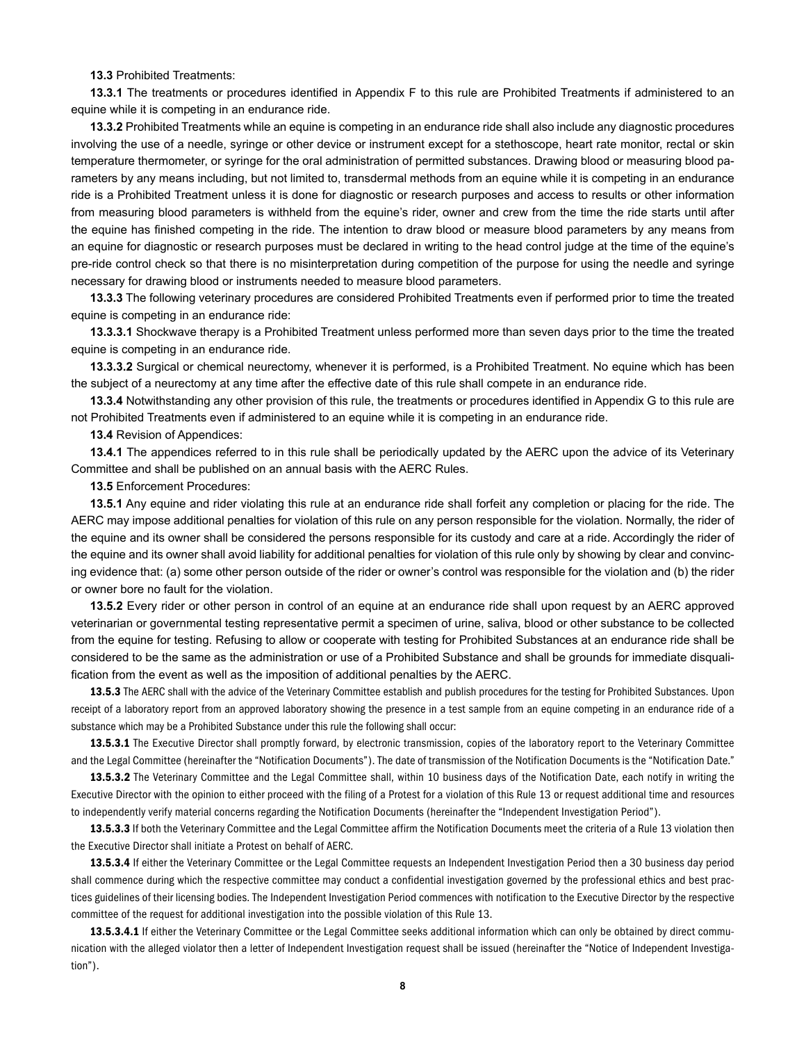**13.3** Prohibited Treatments:

**13.3.1** The treatments or procedures identified in Appendix F to this rule are Prohibited Treatments if administered to an equine while it is competing in an endurance ride.

**13.3.2** Prohibited Treatments while an equine is competing in an endurance ride shall also include any diagnostic procedures involving the use of a needle, syringe or other device or instrument except for a stethoscope, heart rate monitor, rectal or skin temperature thermometer, or syringe for the oral administration of permitted substances. Drawing blood or measuring blood parameters by any means including, but not limited to, transdermal methods from an equine while it is competing in an endurance ride is a Prohibited Treatment unless it is done for diagnostic or research purposes and access to results or other information from measuring blood parameters is withheld from the equine's rider, owner and crew from the time the ride starts until after the equine has finished competing in the ride. The intention to draw blood or measure blood parameters by any means from an equine for diagnostic or research purposes must be declared in writing to the head control judge at the time of the equine's pre-ride control check so that there is no misinterpretation during competition of the purpose for using the needle and syringe necessary for drawing blood or instruments needed to measure blood parameters.

**13.3.3** The following veterinary procedures are considered Prohibited Treatments even if performed prior to time the treated equine is competing in an endurance ride:

**13.3.3.1** Shockwave therapy is a Prohibited Treatment unless performed more than seven days prior to the time the treated equine is competing in an endurance ride.

**13.3.3.2** Surgical or chemical neurectomy, whenever it is performed, is a Prohibited Treatment. No equine which has been the subject of a neurectomy at any time after the effective date of this rule shall compete in an endurance ride.

**13.3.4** Notwithstanding any other provision of this rule, the treatments or procedures identified in Appendix G to this rule are not Prohibited Treatments even if administered to an equine while it is competing in an endurance ride.

**13.4** Revision of Appendices:

**13.4.1** The appendices referred to in this rule shall be periodically updated by the AERC upon the advice of its Veterinary Committee and shall be published on an annual basis with the AERC Rules.

**13.5** Enforcement Procedures:

**13.5.1** Any equine and rider violating this rule at an endurance ride shall forfeit any completion or placing for the ride. The AERC may impose additional penalties for violation of this rule on any person responsible for the violation. Normally, the rider of the equine and its owner shall be considered the persons responsible for its custody and care at a ride. Accordingly the rider of the equine and its owner shall avoid liability for additional penalties for violation of this rule only by showing by clear and convincing evidence that: (a) some other person outside of the rider or owner's control was responsible for the violation and (b) the rider or owner bore no fault for the violation.

**13.5.2** Every rider or other person in control of an equine at an endurance ride shall upon request by an AERC approved veterinarian or governmental testing representative permit a specimen of urine, saliva, blood or other substance to be collected from the equine for testing. Refusing to allow or cooperate with testing for Prohibited Substances at an endurance ride shall be considered to be the same as the administration or use of a Prohibited Substance and shall be grounds for immediate disqualification from the event as well as the imposition of additional penalties by the AERC.

**13.5.3** The AERC shall with the advice of the Veterinary Committee establish and publish procedures for the testing for Prohibited Substances. Upon receipt of a laboratory report from an approved laboratory showing the presence in a test sample from an equine competing in an endurance ride of a substance which may be a Prohibited Substance under this rule the following shall occur:

**13.5.3.1** The Executive Director shall promptly forward, by electronic transmission, copies of the laboratory report to the Veterinary Committee and the Legal Committee (hereinafter the "Notification Documents"). The date of transmission of the Notification Documents is the "Notification Date."

**13.5.3.2** The Veterinary Committee and the Legal Committee shall, within 10 business days of the Notification Date, each notify in writing the Executive Director with the opinion to either proceed with the filing of a Protest for a violation of this Rule 13 or request additional time and resources to independently verify material concerns regarding the Notification Documents (hereinafter the "Independent Investigation Period").

**13.5.3.3** If both the Veterinary Committee and the Legal Committee affirm the Notification Documents meet the criteria of a Rule 13 violation then the Executive Director shall initiate a Protest on behalf of AERC.

**13.5.3.4** If either the Veterinary Committee or the Legal Committee requests an Independent Investigation Period then a 30 business day period shall commence during which the respective committee may conduct a confidential investigation governed by the professional ethics and best practices guidelines of their licensing bodies. The Independent Investigation Period commences with notification to the Executive Director by the respective committee of the request for additional investigation into the possible violation of this Rule 13.

**13.5.3.4.1** If either the Veterinary Committee or the Legal Committee seeks additional information which can only be obtained by direct communication with the alleged violator then a letter of Independent Investigation request shall be issued (hereinafter the "Notice of Independent Investigation").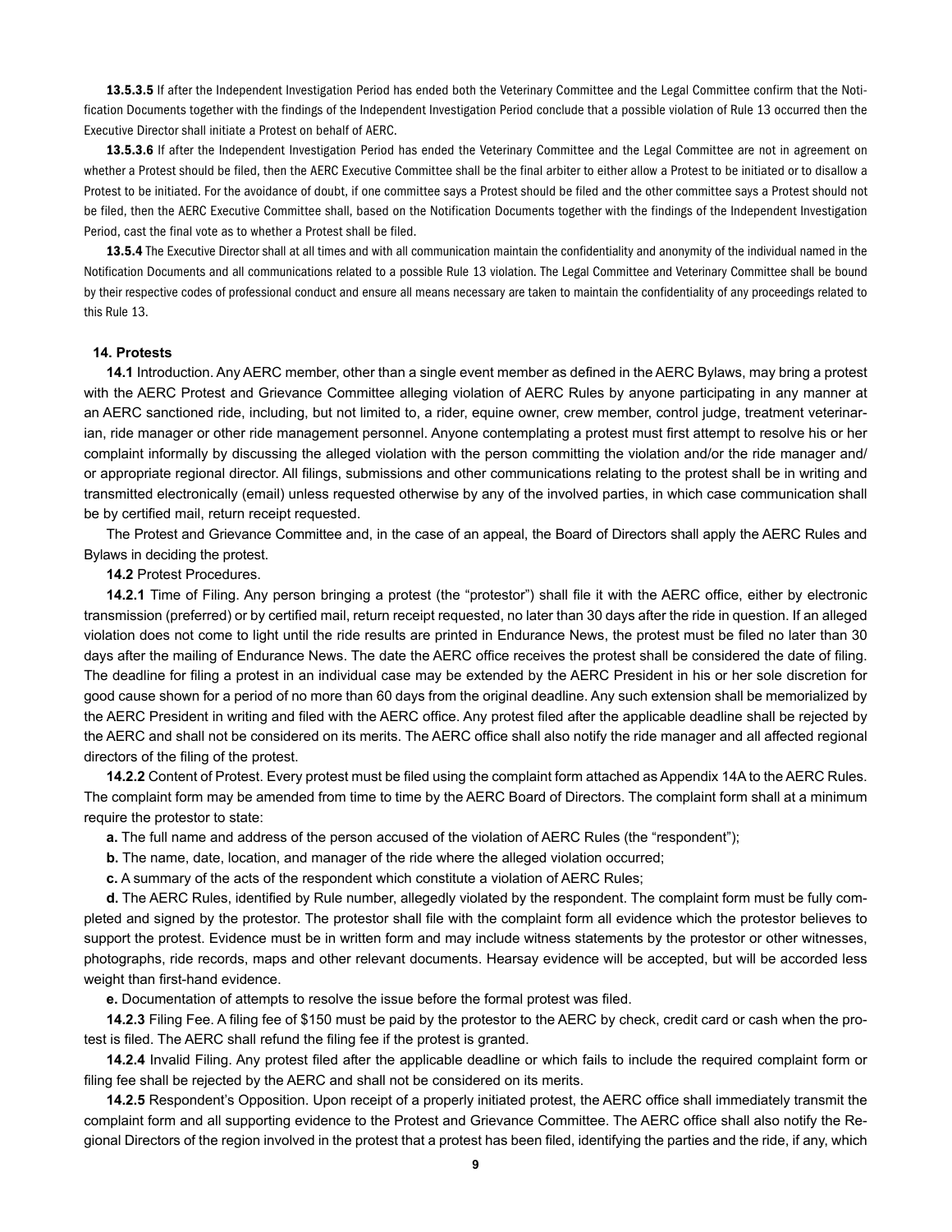**13.5.3.5** If after the Independent Investigation Period has ended both the Veterinary Committee and the Legal Committee confirm that the Notification Documents together with the findings of the Independent Investigation Period conclude that a possible violation of Rule 13 occurred then the Executive Director shall initiate a Protest on behalf of AERC.

**13.5.3.6** If after the Independent Investigation Period has ended the Veterinary Committee and the Legal Committee are not in agreement on whether a Protest should be filed, then the AERC Executive Committee shall be the final arbiter to either allow a Protest to be initiated or to disallow a Protest to be initiated. For the avoidance of doubt, if one committee says a Protest should be filed and the other committee says a Protest should not be filed, then the AERC Executive Committee shall, based on the Notification Documents together with the findings of the Independent Investigation Period, cast the final vote as to whether a Protest shall be filed.

**13.5.4** The Executive Director shall at all times and with all communication maintain the confidentiality and anonymity of the individual named in the Notification Documents and all communications related to a possible Rule 13 violation. The Legal Committee and Veterinary Committee shall be bound by their respective codes of professional conduct and ensure all means necessary are taken to maintain the confidentiality of any proceedings related to this Rule 13.

## 14. Protests

**14.1** Introduction. Any AERC member, other than a single event member as defined in the AERC Bylaws, may bring a protest with the AERC Protest and Grievance Committee alleging violation of AERC Rules by anyone participating in any manner at an AERC sanctioned ride, including, but not limited to, a rider, equine owner, crew member, control judge, treatment veterinarian, ride manager or other ride management personnel. Anyone contemplating a protest must first attempt to resolve his or her complaint informally by discussing the alleged violation with the person committing the violation and/or the ride manager and/or appropriate regional director. All filings, submissions and other communications relating to the protest shall be in writing and transmitted electronically (email) unless requested otherwise by any of the involved parties, in which case communication shall be by certified mail, return receipt requested.

The Protest and Grievance Committee and, in the case of an appeal, the Board of Directors shall apply the AERC Rules and Bylaws in deciding the protest.

**14.2** Protest Procedures.

**14.2.1** Time of Filing. Any person bringing a protest (the "protestor") shall file it with the AERC office, either by electronic transmission (preferred) or by certified mail, return receipt requested, no later than 30 days after the ride in question. If an alleged violation does not come to light until the ride results are printed in Endurance News, the protest must be filed no later than 30 days after the mailing of Endurance News. The date the AERC office receives the protest shall be considered the date of filing. The deadline for filing a protest in an individual case may be extended by the AERC President in his or her sole discretion for good cause shown for a period of no more than 60 days from the original deadline. Any such extension shall be memorialized by the AERC President in writing and filed with the AERC office. Any protest filed after the applicable deadline shall be rejected by the AERC and shall not be considered on its merits. The AERC office shall also notify the ride manager and all affected regional directors of the filing of the protest.

**14.2.2** Content of Protest. Every protest must be filed using the complaint form attached as Appendix 14A to the AERC Rules. The complaint form may be amended from time to time by the AERC Board of Directors. The complaint form shall at a minimum require the protestor to state:

**a.** The full name and address of the person accused of the violation of AERC Rules (the "respondent");

**b.** The name, date, location, and manager of the ride where the alleged violation occurred;

**c.** A summary of the acts of the respondent which constitute a violation of AERC Rules;

**d.** The AERC Rules, identified by Rule number, allegedly violated by the respondent. The complaint form must be fully completed and signed by the protestor. The protestor shall file with the complaint form all evidence which the protestor believes to support the protest. Evidence must be in written form and may include witness statements by the protestor or other witnesses, photographs, ride records, maps and other relevant documents. Hearsay evidence will be accepted, but will be accorded less weight than first-hand evidence.

**e.** Documentation of attempts to resolve the issue before the formal protest was filed.

**14.2.3** Filing Fee. A filing fee of $150 must be paid by the protestor to the AERC by check, credit card or cash when the protest is filed. The AERC shall refund the filing fee if the protest is granted.

**14.2.4** Invalid Filing. Any protest filed after the applicable deadline or which fails to include the required complaint form or filing fee shall be rejected by the AERC and shall not be considered on its merits.

**14.2.5** Respondent's Opposition. Upon receipt of a properly initiated protest, the AERC office shall immediately transmit the complaint form and all supporting evidence to the Protest and Grievance Committee. The AERC office shall also notify the Regional Directors of the region involved in the protest that a protest has been filed, identifying the parties and the ride, if any, which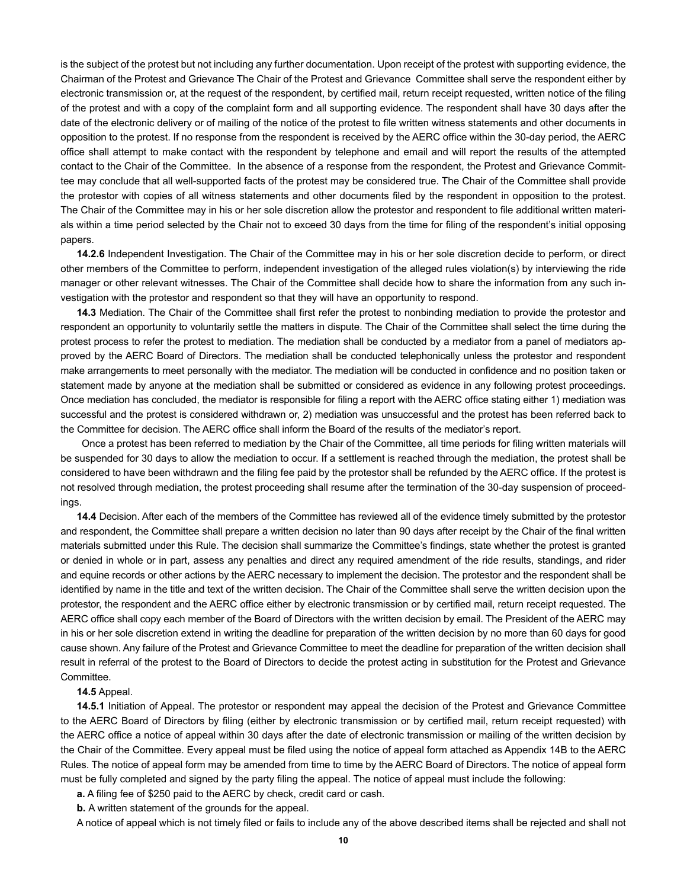is the subject of the protest but not including any further documentation. Upon receipt of the protest with supporting evidence, the Chairman of the Protest and Grievance The Chair of the Protest and Grievance Committee shall serve the respondent either by electronic transmission or, at the request of the respondent, by certified mail, return receipt requested, written notice of the filing of the protest and with a copy of the complaint form and all supporting evidence. The respondent shall have 30 days after the date of the electronic delivery or of mailing of the notice of the protest to file written witness statements and other documents in opposition to the protest. If no response from the respondent is received by the AERC office within the 30-day period, the AERC office shall attempt to make contact with the respondent by telephone and email and will report the results of the attempted contact to the Chair of the Committee. In the absence of a response from the respondent, the Protest and Grievance Committee may conclude that all well-supported facts of the protest may be considered true. The Chair of the Committee shall provide the protestor with copies of all witness statements and other documents filed by the respondent in opposition to the protest. The Chair of the Committee may in his or her sole discretion allow the protestor and respondent to file additional written materials within a time period selected by the Chair not to exceed 30 days from the time for filing of the respondent's initial opposing papers.

**14.2.6** Independent Investigation. The Chair of the Committee may in his or her sole discretion decide to perform, or direct other members of the Committee to perform, independent investigation of the alleged rules violation(s) by interviewing the ride manager or other relevant witnesses. The Chair of the Committee shall decide how to share the information from any such investigation with the protestor and respondent so that they will have an opportunity to respond.

**14.3** Mediation. The Chair of the Committee shall first refer the protest to nonbinding mediation to provide the protestor and respondent an opportunity to voluntarily settle the matters in dispute. The Chair of the Committee shall select the time during the protest process to refer the protest to mediation. The mediation shall be conducted by a mediator from a panel of mediators approved by the AERC Board of Directors. The mediation shall be conducted telephonically unless the protestor and respondent make arrangements to meet personally with the mediator. The mediation will be conducted in confidence and no position taken or statement made by anyone at the mediation shall be submitted or considered as evidence in any following protest proceedings. Once mediation has concluded, the mediator is responsible for filing a report with the AERC office stating either 1) mediation was successful and the protest is considered withdrawn or, 2) mediation was unsuccessful and the protest has been referred back to the Committee for decision. The AERC office shall inform the Board of the results of the mediator's report.

Once a protest has been referred to mediation by the Chair of the Committee, all time periods for filing written materials will be suspended for 30 days to allow the mediation to occur. If a settlement is reached through the mediation, the protest shall be considered to have been withdrawn and the filing fee paid by the protestor shall be refunded by the AERC office. If the protest is not resolved through mediation, the protest proceeding shall resume after the termination of the 30-day suspension of proceedings.

**14.4** Decision. After each of the members of the Committee has reviewed all of the evidence timely submitted by the protestor and respondent, the Committee shall prepare a written decision no later than 90 days after receipt by the Chair of the final written materials submitted under this Rule. The decision shall summarize the Committee's findings, state whether the protest is granted or denied in whole or in part, assess any penalties and direct any required amendment of the ride results, standings, and rider and equine records or other actions by the AERC necessary to implement the decision. The protestor and the respondent shall be identified by name in the title and text of the written decision. The Chair of the Committee shall serve the written decision upon the protestor, the respondent and the AERC office either by electronic transmission or by certified mail, return receipt requested. The AERC office shall copy each member of the Board of Directors with the written decision by email. The President of the AERC may in his or her sole discretion extend in writing the deadline for preparation of the written decision by no more than 60 days for good cause shown. Any failure of the Protest and Grievance Committee to meet the deadline for preparation of the written decision shall result in referral of the protest to the Board of Directors to decide the protest acting in substitution for the Protest and Grievance Committee.

**14.5** Appeal.

**14.5.1** Initiation of Appeal. The protestor or respondent may appeal the decision of the Protest and Grievance Committee to the AERC Board of Directors by filing (either by electronic transmission or by certified mail, return receipt requested) with the AERC office a notice of appeal within 30 days after the date of electronic transmission or mailing of the written decision by the Chair of the Committee. Every appeal must be filed using the notice of appeal form attached as Appendix 14B to the AERC Rules. The notice of appeal form may be amended from time to time by the AERC Board of Directors. The notice of appeal form must be fully completed and signed by the party filing the appeal. The notice of appeal must include the following:

**a.** A filing fee of $250 paid to the AERC by check, credit card or cash.

**b.** A written statement of the grounds for the appeal.

A notice of appeal which is not timely filed or fails to include any of the above described items shall be rejected and shall not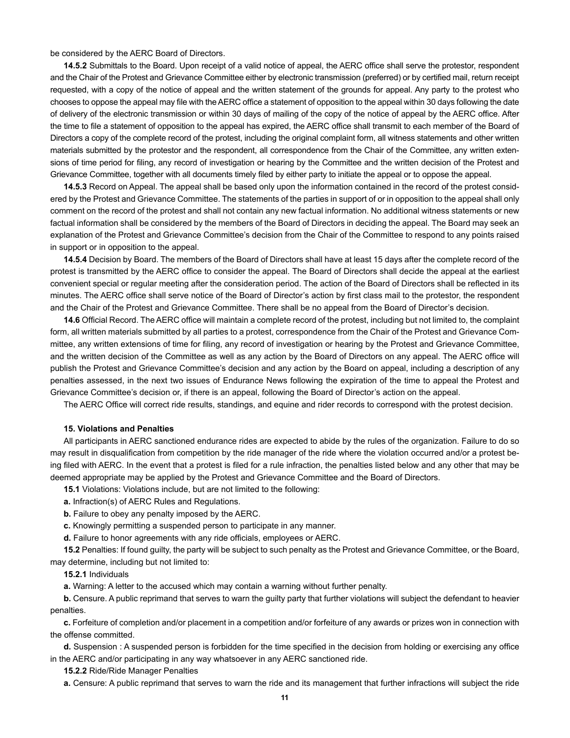be considered by the AERC Board of Directors.

**14.5.2** Submittals to the Board. Upon receipt of a valid notice of appeal, the AERC office shall serve the protestor, respondent and the Chair of the Protest and Grievance Committee either by electronic transmission (preferred) or by certified mail, return receipt requested, with a copy of the notice of appeal and the written statement of the grounds for appeal. Any party to the protest who chooses to oppose the appeal may file with the AERC office a statement of opposition to the appeal within 30 days following the date of delivery of the electronic transmission or within 30 days of mailing of the copy of the notice of appeal by the AERC office. After the time to file a statement of opposition to the appeal has expired, the AERC office shall transmit to each member of the Board of Directors a copy of the complete record of the protest, including the original complaint form, all witness statements and other written materials submitted by the protestor and the respondent, all correspondence from the Chair of the Committee, any written extensions of time period for filing, any record of investigation or hearing by the Committee and the written decision of the Protest and Grievance Committee, together with all documents timely filed by either party to initiate the appeal or to oppose the appeal.

**14.5.3** Record on Appeal. The appeal shall be based only upon the information contained in the record of the protest considered by the Protest and Grievance Committee. The statements of the parties in support of or in opposition to the appeal shall only comment on the record of the protest and shall not contain any new factual information. No additional witness statements or new factual information shall be considered by the members of the Board of Directors in deciding the appeal. The Board may seek an explanation of the Protest and Grievance Committee's decision from the Chair of the Committee to respond to any points raised in support or in opposition to the appeal.

**14.5.4** Decision by Board. The members of the Board of Directors shall have at least 15 days after the complete record of the protest is transmitted by the AERC office to consider the appeal. The Board of Directors shall decide the appeal at the earliest convenient special or regular meeting after the consideration period. The action of the Board of Directors shall be reflected in its minutes. The AERC office shall serve notice of the Board of Director's action by first class mail to the protestor, the respondent and the Chair of the Protest and Grievance Committee. There shall be no appeal from the Board of Director's decision.

**14.6** Official Record. The AERC office will maintain a complete record of the protest, including but not limited to, the complaint form, all written materials submitted by all parties to a protest, correspondence from the Chair of the Protest and Grievance Committee, any written extensions of time for filing, any record of investigation or hearing by the Protest and Grievance Committee, and the written decision of the Committee as well as any action by the Board of Directors on any appeal. The AERC office will publish the Protest and Grievance Committee's decision and any action by the Board on appeal, including a description of any penalties assessed, in the next two issues of Endurance News following the expiration of the time to appeal the Protest and Grievance Committee's decision or, if there is an appeal, following the Board of Director's action on the appeal.

The AERC Office will correct ride results, standings, and equine and rider records to correspond with the protest decision.

**15. Violations and Penalties**

All participants in AERC sanctioned endurance rides are expected to abide by the rules of the organization. Failure to do so may result in disqualification from competition by the ride manager of the ride where the violation occurred and/or a protest being filed with AERC. In the event that a protest is filed for a rule infraction, the penalties listed below and any other that may be deemed appropriate may be applied by the Protest and Grievance Committee and the Board of Directors.

**15.1** Violations: Violations include, but are not limited to the following:

**a.** Infraction(s) of AERC Rules and Regulations.

**b.** Failure to obey any penalty imposed by the AERC.

**c.** Knowingly permitting a suspended person to participate in any manner.

**d.** Failure to honor agreements with any ride officials, employees or AERC.

**15.2** Penalties: If found guilty, the party will be subject to such penalty as the Protest and Grievance Committee, or the Board, may determine, including but not limited to:

**15.2.1** Individuals

**a.** Warning: A letter to the accused which may contain a warning without further penalty.

**b.** Censure. A public reprimand that serves to warn the guilty party that further violations will subject the defendant to heavier penalties.

**c.** Forfeiture of completion and/or placement in a competition and/or forfeiture of any awards or prizes won in connection with the offense committed.

**d.** Suspension : A suspended person is forbidden for the time specified in the decision from holding or exercising any office in the AERC and/or participating in any way whatsoever in any AERC sanctioned ride.

**15.2.2** Ride/Ride Manager Penalties

**a.** Censure: A public reprimand that serves to warn the ride and its management that further infractions will subject the ride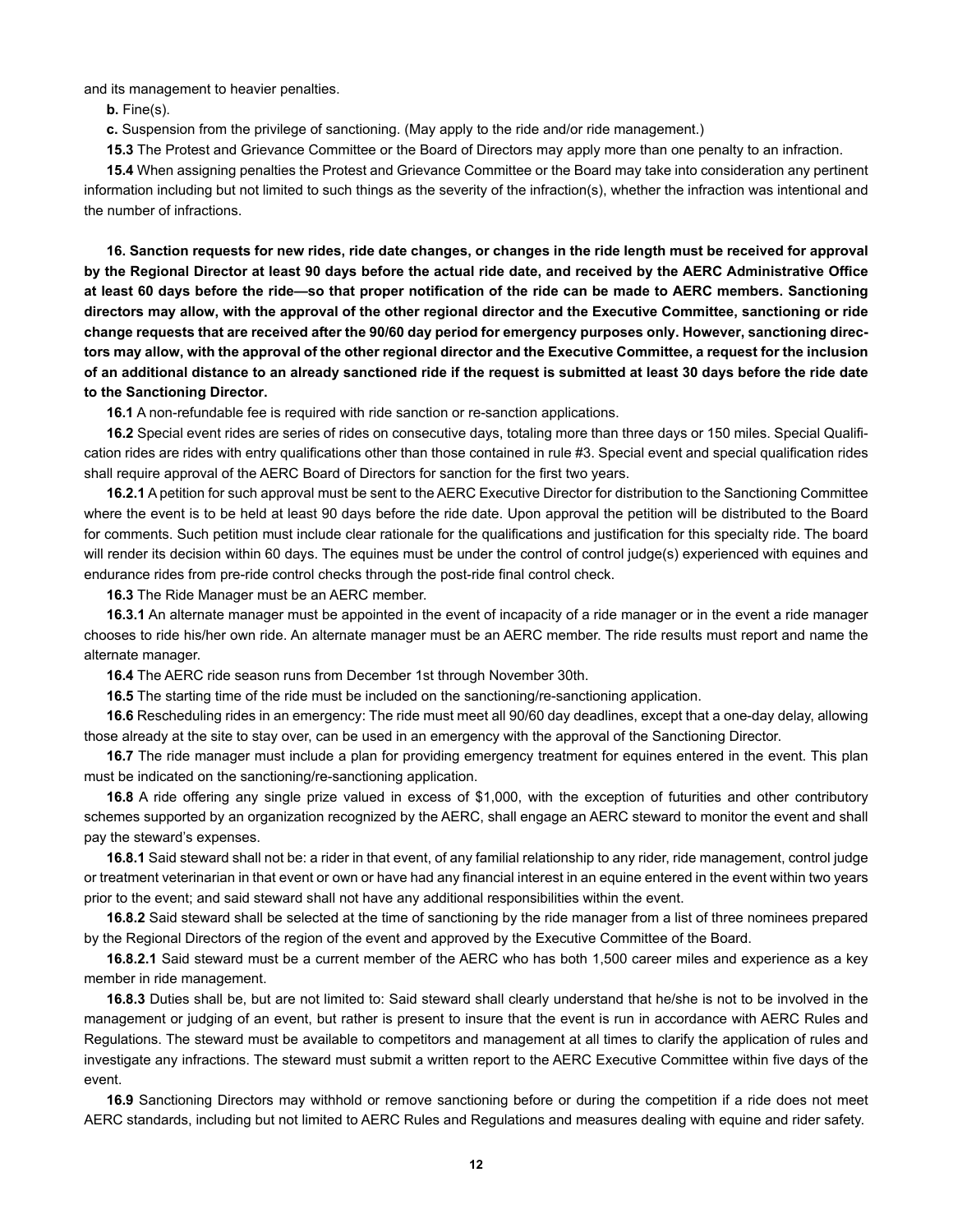and its management to heavier penalties.

**b.** Fine(s).

**c.** Suspension from the privilege of sanctioning. (May apply to the ride and/or ride management.)

**15.3** The Protest and Grievance Committee or the Board of Directors may apply more than one penalty to an infraction.

**15.4** When assigning penalties the Protest and Grievance Committee or the Board may take into consideration any pertinent information including but not limited to such things as the severity of the infraction(s), whether the infraction was intentional and the number of infractions.

**16. Sanction requests for new rides, ride date changes, or changes in the ride length must be received for approval by the Regional Director at least 90 days before the actual ride date, and received by the AERC Administrative Office at least 60 days before the ride—so that proper notification of the ride can be made to AERC members. Sanctioning directors may allow, with the approval of the other regional director and the Executive Committee, sanctioning or ride change requests that are received after the 90/60 day period for emergency purposes only. However, sanctioning directors may allow, with the approval of the other regional director and the Executive Committee, a request for the inclusion of an additional distance to an already sanctioned ride if the request is submitted at least 30 days before the ride date to the Sanctioning Director.**

**16.1** A non-refundable fee is required with ride sanction or re-sanction applications.

**16.2** Special event rides are series of rides on consecutive days, totaling more than three days or 150 miles. Special Qualification rides are rides with entry qualifications other than those contained in rule #3. Special event and special qualification rides shall require approval of the AERC Board of Directors for sanction for the first two years.

**16.2.1** A petition for such approval must be sent to the AERC Executive Director for distribution to the Sanctioning Committee where the event is to be held at least 90 days before the ride date. Upon approval the petition will be distributed to the Board for comments. Such petition must include clear rationale for the qualifications and justification for this specialty ride. The board will render its decision within 60 days. The equines must be under the control of control judge(s) experienced with equines and endurance rides from pre-ride control checks through the post-ride final control check.

**16.3** The Ride Manager must be an AERC member.

**16.3.1** An alternate manager must be appointed in the event of incapacity of a ride manager or in the event a ride manager chooses to ride his/her own ride. An alternate manager must be an AERC member. The ride results must report and name the alternate manager.

**16.4** The AERC ride season runs from December 1st through November 30th.

**16.5** The starting time of the ride must be included on the sanctioning/re-sanctioning application.

**16.6** Rescheduling rides in an emergency: The ride must meet all 90/60 day deadlines, except that a one-day delay, allowing those already at the site to stay over, can be used in an emergency with the approval of the Sanctioning Director.

**16.7** The ride manager must include a plan for providing emergency treatment for equines entered in the event. This plan must be indicated on the sanctioning/re-sanctioning application.

**16.8** A ride offering any single prize valued in excess of $1,000, with the exception of futurities and other contributory schemes supported by an organization recognized by the AERC, shall engage an AERC steward to monitor the event and shall pay the steward's expenses.

**16.8.1** Said steward shall not be: a rider in that event, of any familial relationship to any rider, ride management, control judge or treatment veterinarian in that event or own or have had any financial interest in an equine entered in the event within two years prior to the event; and said steward shall not have any additional responsibilities within the event.

**16.8.2** Said steward shall be selected at the time of sanctioning by the ride manager from a list of three nominees prepared by the Regional Directors of the region of the event and approved by the Executive Committee of the Board.

**16.8.2.1** Said steward must be a current member of the AERC who has both 1,500 career miles and experience as a key member in ride management.

**16.8.3** Duties shall be, but are not limited to: Said steward shall clearly understand that he/she is not to be involved in the management or judging of an event, but rather is present to insure that the event is run in accordance with AERC Rules and Regulations. The steward must be available to competitors and management at all times to clarify the application of rules and investigate any infractions. The steward must submit a written report to the AERC Executive Committee within five days of the event.

**16.9** Sanctioning Directors may withhold or remove sanctioning before or during the competition if a ride does not meet AERC standards, including but not limited to AERC Rules and Regulations and measures dealing with equine and rider safety.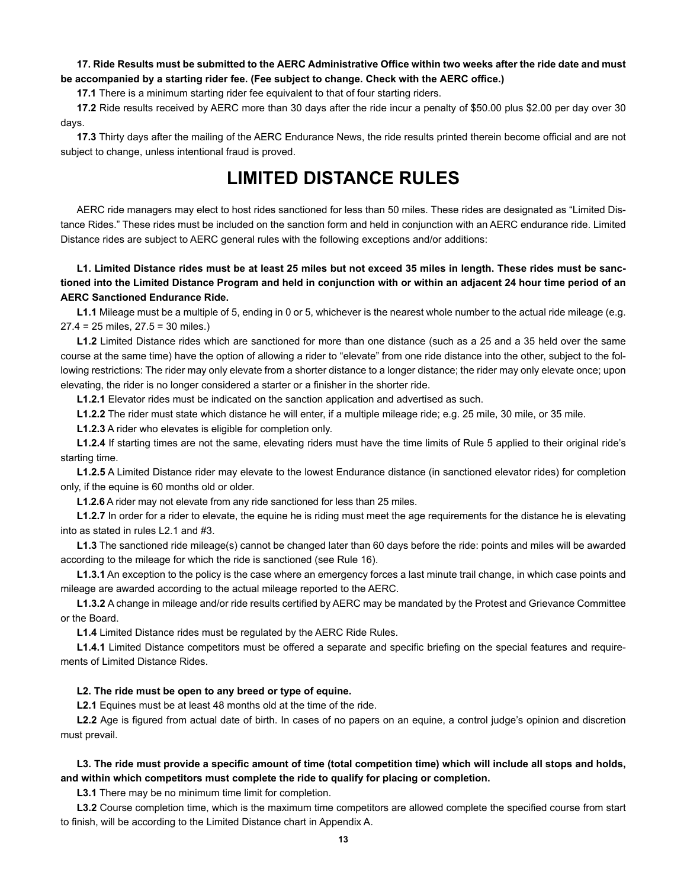**17. Ride Results must be submitted to the AERC Administrative Office within two weeks after the ride date and must be accompanied by a starting rider fee. (Fee subject to change. Check with the AERC office.)**

**17.1** There is a minimum starting rider fee equivalent to that of four starting riders.

**17.2** Ride results received by AERC more than 30 days after the ride incur a penalty of $50.00 plus $2.00 per day over 30 days.

**17.3** Thirty days after the mailing of the AERC Endurance News, the ride results printed therein become official and are not subject to change, unless intentional fraud is proved.

# LIMITED DISTANCE RULES

AERC ride managers may elect to host rides sanctioned for less than 50 miles. These rides are designated as "Limited Distance Rides." These rides must be included on the sanction form and held in conjunction with an AERC endurance ride. Limited Distance rides are subject to AERC general rules with the following exceptions and/or additions:

**L1. Limited Distance rides must be at least 25 miles but not exceed 35 miles in length. These rides must be sanctioned into the Limited Distance Program and held in conjunction with or within an adjacent 24 hour time period of an AERC Sanctioned Endurance Ride.**

**L1.1** Mileage must be a multiple of 5, ending in 0 or 5, whichever is the nearest whole number to the actual ride mileage (e.g. 27.4 = 25 miles, 27.5 = 30 miles.)

**L1.2** Limited Distance rides which are sanctioned for more than one distance (such as a 25 and a 35 held over the same course at the same time) have the option of allowing a rider to "elevate" from one ride distance into the other, subject to the following restrictions: The rider may only elevate from a shorter distance to a longer distance; the rider may only elevate once; upon elevating, the rider is no longer considered a starter or a finisher in the shorter ride.

**L1.2.1** Elevator rides must be indicated on the sanction application and advertised as such.

**L1.2.2** The rider must state which distance he will enter, if a multiple mileage ride; e.g. 25 mile, 30 mile, or 35 mile.

**L1.2.3** A rider who elevates is eligible for completion only.

**L1.2.4** If starting times are not the same, elevating riders must have the time limits of Rule 5 applied to their original ride's starting time.

**L1.2.5** A Limited Distance rider may elevate to the lowest Endurance distance (in sanctioned elevator rides) for completion only, if the equine is 60 months old or older.

**L1.2.6** A rider may not elevate from any ride sanctioned for less than 25 miles.

**L1.2.7** In order for a rider to elevate, the equine he is riding must meet the age requirements for the distance he is elevating into as stated in rules L2.1 and #3.

**L1.3** The sanctioned ride mileage(s) cannot be changed later than 60 days before the ride: points and miles will be awarded according to the mileage for which the ride is sanctioned (see Rule 16).

**L1.3.1** An exception to the policy is the case where an emergency forces a last minute trail change, in which case points and mileage are awarded according to the actual mileage reported to the AERC.

**L1.3.2** A change in mileage and/or ride results certified by AERC may be mandated by the Protest and Grievance Committee or the Board.

**L1.4** Limited Distance rides must be regulated by the AERC Ride Rules.

**L1.4.1** Limited Distance competitors must be offered a separate and specific briefing on the special features and requirements of Limited Distance Rides.

**L2. The ride must be open to any breed or type of equine.**

**L2.1** Equines must be at least 48 months old at the time of the ride.

**L2.2** Age is figured from actual date of birth. In cases of no papers on an equine, a control judge's opinion and discretion must prevail.

**L3. The ride must provide a specific amount of time (total competition time) which will include all stops and holds, and within which competitors must complete the ride to qualify for placing or completion.**

**L3.1** There may be no minimum time limit for completion.

**L3.2** Course completion time, which is the maximum time competitors are allowed complete the specified course from start to finish, will be according to the Limited Distance chart in Appendix A.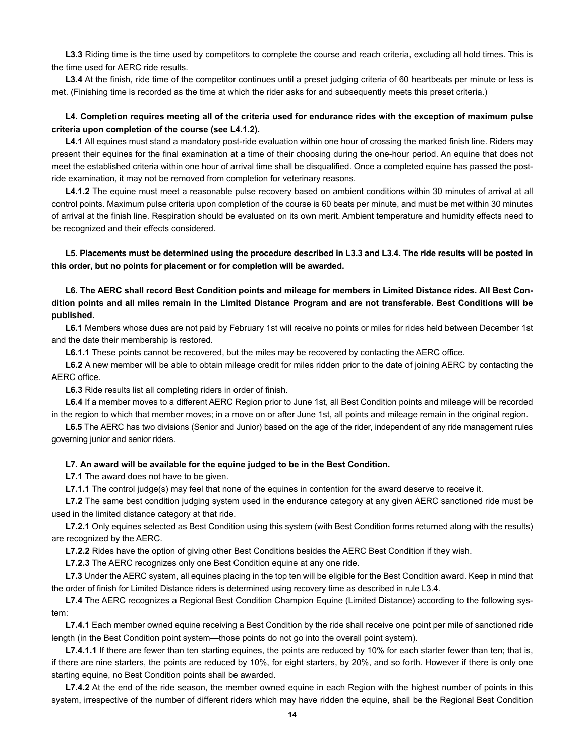**L3.3** Riding time is the time used by competitors to complete the course and reach criteria, excluding all hold times. This is the time used for AERC ride results.

**L3.4** At the finish, ride time of the competitor continues until a preset judging criteria of 60 heartbeats per minute or less is met. (Finishing time is recorded as the time at which the rider asks for and subsequently meets this preset criteria.)

**L4. Completion requires meeting all of the criteria used for endurance rides with the exception of maximum pulse criteria upon completion of the course (see L4.1.2).**

**L4.1** All equines must stand a mandatory post-ride evaluation within one hour of crossing the marked finish line. Riders may present their equines for the final examination at a time of their choosing during the one-hour period. An equine that does not meet the established criteria within one hour of arrival time shall be disqualified. Once a completed equine has passed the post-ride examination, it may not be removed from completion for veterinary reasons.

**L4.1.2** The equine must meet a reasonable pulse recovery based on ambient conditions within 30 minutes of arrival at all control points. Maximum pulse criteria upon completion of the course is 60 beats per minute, and must be met within 30 minutes of arrival at the finish line. Respiration should be evaluated on its own merit. Ambient temperature and humidity effects need to be recognized and their effects considered.

**L5. Placements must be determined using the procedure described in L3.3 and L3.4. The ride results will be posted in this order, but no points for placement or for completion will be awarded.**

**L6. The AERC shall record Best Condition points and mileage for members in Limited Distance rides. All Best Condition points and all miles remain in the Limited Distance Program and are not transferable. Best Conditions will be published.**

**L6.1** Members whose dues are not paid by February 1st will receive no points or miles for rides held between December 1st and the date their membership is restored.

**L6.1.1** These points cannot be recovered, but the miles may be recovered by contacting the AERC office.

**L6.2** A new member will be able to obtain mileage credit for miles ridden prior to the date of joining AERC by contacting the AERC office.

**L6.3** Ride results list all completing riders in order of finish.

**L6.4** If a member moves to a different AERC Region prior to June 1st, all Best Condition points and mileage will be recorded in the region to which that member moves; in a move on or after June 1st, all points and mileage remain in the original region.

**L6.5** The AERC has two divisions (Senior and Junior) based on the age of the rider, independent of any ride management rules governing junior and senior riders.

**L7. An award will be available for the equine judged to be in the Best Condition.**

**L7.1** The award does not have to be given.

**L7.1.1** The control judge(s) may feel that none of the equines in contention for the award deserve to receive it.

**L7.2** The same best condition judging system used in the endurance category at any given AERC sanctioned ride must be used in the limited distance category at that ride.

**L7.2.1** Only equines selected as Best Condition using this system (with Best Condition forms returned along with the results) are recognized by the AERC.

**L7.2.2** Rides have the option of giving other Best Conditions besides the AERC Best Condition if they wish.

**L7.2.3** The AERC recognizes only one Best Condition equine at any one ride.

**L7.3** Under the AERC system, all equines placing in the top ten will be eligible for the Best Condition award. Keep in mind that the order of finish for Limited Distance riders is determined using recovery time as described in rule L3.4.

**L7.4** The AERC recognizes a Regional Best Condition Champion Equine (Limited Distance) according to the following system:

**L7.4.1** Each member owned equine receiving a Best Condition by the ride shall receive one point per mile of sanctioned ride length (in the Best Condition point system—those points do not go into the overall point system).

**L7.4.1.1** If there are fewer than ten starting equines, the points are reduced by 10% for each starter fewer than ten; that is, if there are nine starters, the points are reduced by 10%, for eight starters, by 20%, and so forth. However if there is only one starting equine, no Best Condition points shall be awarded.

**L7.4.2** At the end of the ride season, the member owned equine in each Region with the highest number of points in this system, irrespective of the number of different riders which may have ridden the equine, shall be the Regional Best Condition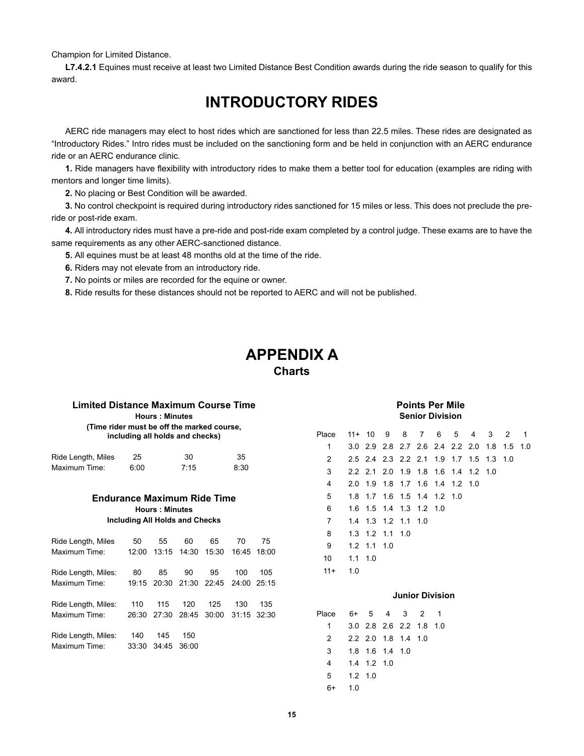Champion for Limited Distance.

**L7.4.2.1** Equines must receive at least two Limited Distance Best Condition awards during the ride season to qualify for this award.

# INTRODUCTORY RIDES

AERC ride managers may elect to host rides which are sanctioned for less than 22.5 miles. These rides are designated as "Introductory Rides." Intro rides must be included on the sanctioning form and be held in conjunction with an AERC endurance ride or an AERC endurance clinic.

**1.** Ride managers have flexibility with introductory rides to make them a better tool for education (examples are riding with mentors and longer time limits).

**2.** No placing or Best Condition will be awarded.

**3.** No control checkpoint is required during introductory rides sanctioned for 15 miles or less. This does not preclude the pre-ride or post-ride exam.

**4.** All introductory rides must have a pre-ride and post-ride exam completed by a control judge. These exams are to have the same requirements as any other AERC-sanctioned distance.

**5.** All equines must be at least 48 months old at the time of the ride.

**6.** Riders may not elevate from an introductory ride.

**7.** No points or miles are recorded for the equine or owner.

**8.** Ride results for these distances should not be reported to AERC and will not be published.

# APPENDIX A

## Charts

### Limited Distance Maximum Course Time

**Hours : Minutes**

**(Time rider must be off the marked course, including all holds and checks)**

| Ride Length, Miles | 25 | 30 | 35 |
|---|---|---|---|
| Maximum Time: | 6:00 | 7:15 | 8:30 |

### Endurance Maximum Ride Time

**Hours : Minutes**

**Including All Holds and Checks**

| Ride Length, Miles | 50 | 55 | 60 | 65 | 70 | 75 |
|---|---|---|---|---|---|---|
| Maximum Time: | 12:00 | 13:15 | 14:30 | 15:30 | 16:45 | 18:00 |
| Ride Length, Miles: | 80 | 85 | 90 | 95 | 100 | 105 |
| Maximum Time: | 19:15 | 20:30 | 21:30 | 22:45 | 24:00 | 25:15 |
| Ride Length, Miles: | 110 | 115 | 120 | 125 | 130 | 135 |
| Maximum Time: | 26:30 | 27:30 | 28:45 | 30:00 | 31:15 | 32:30 |
| Ride Length, Miles: | 140 | 145 | 150 | | | |
| Maximum Time: | 33:30 | 34:45 | 36:00 | | | |

### Points Per Mile

**Senior Division**

| Place | 11+ | 10 | 9 | 8 | 7 | 6 | 5 | 4 | 3 | 2 | 1 |
|---|---|---|---|---|---|---|---|---|---|---|---|
| 1 | 3.0 | 2.9 | 2.8 | 2.7 | 2.6 | 2.4 | 2.2 | 2.0 | 1.8 | 1.5 | 1.0 |
| 2 | 2.5 | 2.4 | 2.3 | 2.2 | 2.1 | 1.9 | 1.7 | 1.5 | 1.3 | 1.0 | |
| 3 | 2.2 | 2.1 | 2.0 | 1.9 | 1.8 | 1.6 | 1.4 | 1.2 | 1.0 | | |
| 4 | 2.0 | 1.9 | 1.8 | 1.7 | 1.6 | 1.4 | 1.2 | 1.0 | | | |
| 5 | 1.8 | 1.7 | 1.6 | 1.5 | 1.4 | 1.2 | 1.0 | | | | |
| 6 | 1.6 | 1.5 | 1.4 | 1.3 | 1.2 | 1.0 | | | | | |
| 7 | 1.4 | 1.3 | 1.2 | 1.1 | 1.0 | | | | | | |
| 8 | 1.3 | 1.2 | 1.1 | 1.0 | | | | | | | |
| 9 | 1.2 | 1.1 | 1.0 | | | | | | | | |
| 10 | 1.1 | 1.0 | | | | | | | | | |
| 11+ | 1.0 | | | | | | | | | | |

**Junior Division**

| Place | 6+ | 5 | 4 | 3 | 2 | 1 |
|---|---|---|---|---|---|---|
| 1 | 3.0 | 2.8 | 2.6 | 2.2 | 1.8 | 1.0 |
| 2 | 2.2 | 2.0 | 1.8 | 1.4 | 1.0 | |
| 3 | 1.8 | 1.6 | 1.4 | 1.0 | | |
| 4 | 1.4 | 1.2 | 1.0 | | | |
| 5 | 1.2 | 1.0 | | | | |
| 6+ | 1.0 | | | | | |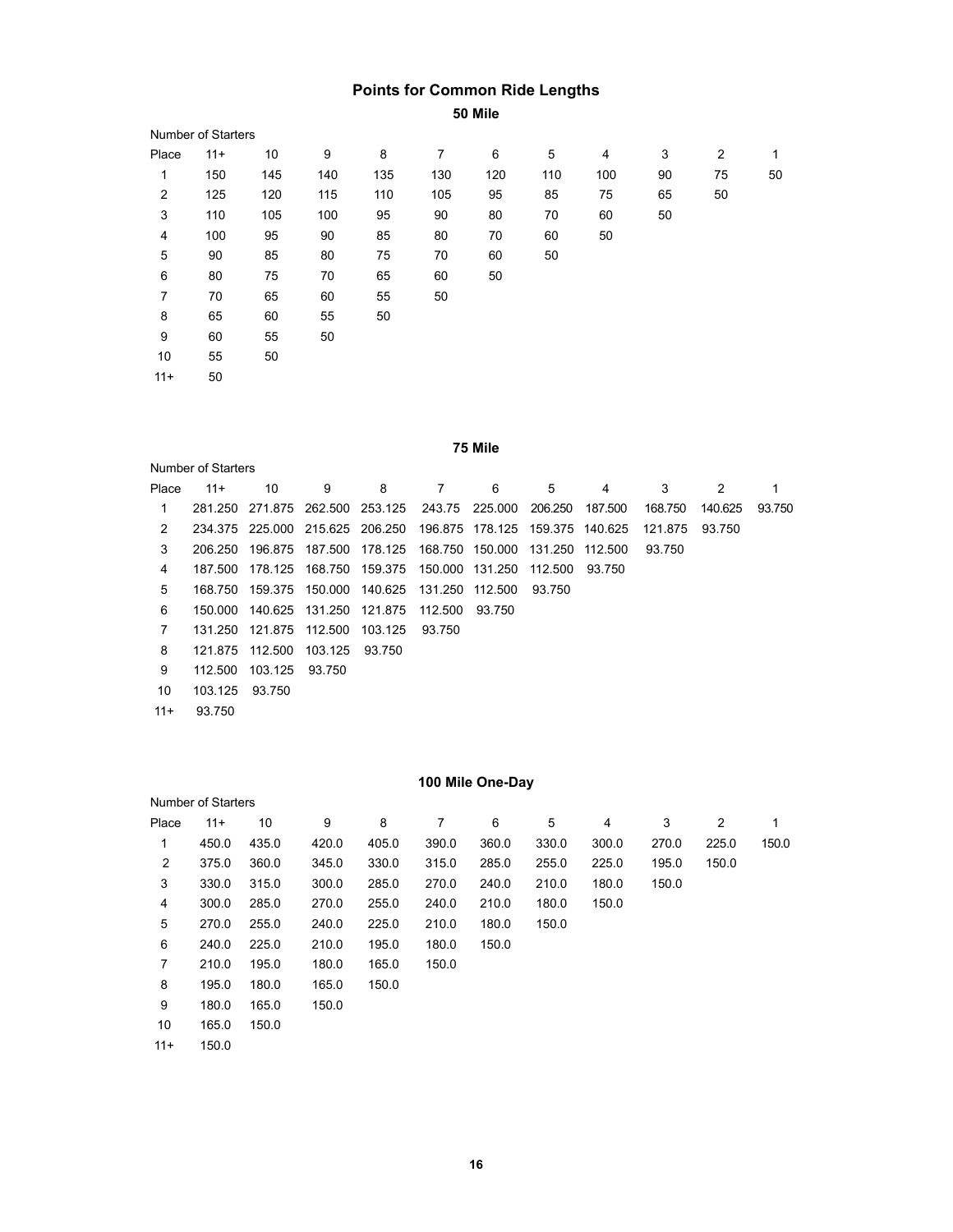# Points for Common Ride Lengths

## 50 Mile

| | Number of Starters | | | | | | | | | | |
|---|---|---|---|---|---|---|---|---|---|---|---|
| Place | 11+ | 10 | 9 | 8 | 7 | 6 | 5 | 4 | 3 | 2 | 1 |
| 1 | 150 | 145 | 140 | 135 | 130 | 120 | 110 | 100 | 90 | 75 | 50 |
| 2 | 125 | 120 | 115 | 110 | 105 | 95 | 85 | 75 | 65 | 50 | |
| 3 | 110 | 105 | 100 | 95 | 90 | 80 | 70 | 60 | 50 | | |
| 4 | 100 | 95 | 90 | 85 | 80 | 70 | 60 | 50 | | | |
| 5 | 90 | 85 | 80 | 75 | 70 | 60 | 50 | | | | |
| 6 | 80 | 75 | 70 | 65 | 60 | 50 | | | | | |
| 7 | 70 | 65 | 60 | 55 | 50 | | | | | | |
| 8 | 65 | 60 | 55 | 50 | | | | | | | |
| 9 | 60 | 55 | 50 | | | | | | | | |
| 10 | 55 | 50 | | | | | | | | | |
| 11+ | 50 | | | | | | | | | | |

## 75 Mile

| | Number of Starters | | | | | | | | | | |
|---|---|---|---|---|---|---|---|---|---|---|---|
| Place | 11+ | 10 | 9 | 8 | 7 | 6 | 5 | 4 | 3 | 2 | 1 |
| 1 | 281.250 | 271.875 | 262.500 | 253.125 | 243.75 | 225.000 | 206.250 | 187.500 | 168.750 | 140.625 | 93.750 |
| 2 | 234.375 | 225.000 | 215.625 | 206.250 | 196.875 | 178.125 | 159.375 | 140.625 | 121.875 | 93.750 | |
| 3 | 206.250 | 196.875 | 187.500 | 178.125 | 168.750 | 150.000 | 131.250 | 112.500 | 93.750 | | |
| 4 | 187.500 | 178.125 | 168.750 | 159.375 | 150.000 | 131.250 | 112.500 | 93.750 | | | |
| 5 | 168.750 | 159.375 | 150.000 | 140.625 | 131.250 | 112.500 | 93.750 | | | | |
| 6 | 150.000 | 140.625 | 131.250 | 121.875 | 112.500 | 93.750 | | | | | |
| 7 | 131.250 | 121.875 | 112.500 | 103.125 | 93.750 | | | | | | |
| 8 | 121.875 | 112.500 | 103.125 | 93.750 | | | | | | | |
| 9 | 112.500 | 103.125 | 93.750 | | | | | | | | |
| 10 | 103.125 | 93.750 | | | | | | | | | |
| 11+ | 93.750 | | | | | | | | | | |

## 100 Mile One-Day

| | Number of Starters | | | | | | | | | | |
|---|---|---|---|---|---|---|---|---|---|---|---|
| Place | 11+ | 10 | 9 | 8 | 7 | 6 | 5 | 4 | 3 | 2 | 1 |
| 1 | 450.0 | 435.0 | 420.0 | 405.0 | 390.0 | 360.0 | 330.0 | 300.0 | 270.0 | 225.0 | 150.0 |
| 2 | 375.0 | 360.0 | 345.0 | 330.0 | 315.0 | 285.0 | 255.0 | 225.0 | 195.0 | 150.0 | |
| 3 | 330.0 | 315.0 | 300.0 | 285.0 | 270.0 | 240.0 | 210.0 | 180.0 | 150.0 | | |
| 4 | 300.0 | 285.0 | 270.0 | 255.0 | 240.0 | 210.0 | 180.0 | 150.0 | | | |
| 5 | 270.0 | 255.0 | 240.0 | 225.0 | 210.0 | 180.0 | 150.0 | | | | |
| 6 | 240.0 | 225.0 | 210.0 | 195.0 | 180.0 | 150.0 | | | | | |
| 7 | 210.0 | 195.0 | 180.0 | 165.0 | 150.0 | | | | | | |
| 8 | 195.0 | 180.0 | 165.0 | 150.0 | | | | | | | |
| 9 | 180.0 | 165.0 | 150.0 | | | | | | | | |
| 10 | 165.0 | 150.0 | | | | | | | | | |
| 11+ | 150.0 | | | | | | | | | | |